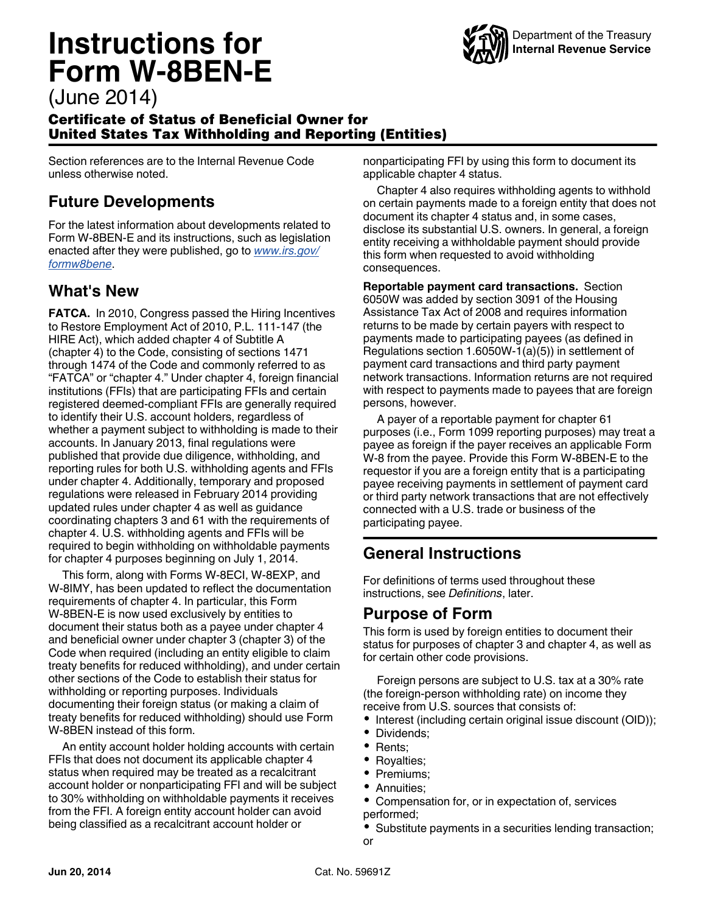# Instructions for Form W-8BEN-E

(June 2014)

**Certificate of Status of Beneficial Owner for United States Tax Withholding and Reporting (Entities)**

Department of the Treasury
**Internal Revenue Service**

Section references are to the Internal Revenue Code unless otherwise noted.

## Future Developments

For the latest information about developments related to Form W-8BEN-E and its instructions, such as legislation enacted after they were published, go to *www.irs.gov/formw8bene*.

## What's New

**FATCA.** In 2010, Congress passed the Hiring Incentives to Restore Employment Act of 2010, P.L. 111-147 (the HIRE Act), which added chapter 4 of Subtitle A (chapter 4) to the Code, consisting of sections 1471 through 1474 of the Code and commonly referred to as "FATCA" or "chapter 4." Under chapter 4, foreign financial institutions (FFIs) that are participating FFIs and certain registered deemed-compliant FFIs are generally required to identify their U.S. account holders, regardless of whether a payment subject to withholding is made to their accounts. In January 2013, final regulations were published that provide due diligence, withholding, and reporting rules for both U.S. withholding agents and FFIs under chapter 4. Additionally, temporary and proposed regulations were released in February 2014 providing updated rules under chapter 4 as well as guidance coordinating chapters 3 and 61 with the requirements of chapter 4. U.S. withholding agents and FFIs will be required to begin withholding on withholdable payments for chapter 4 purposes beginning on July 1, 2014.

This form, along with Forms W-8ECI, W-8EXP, and W-8IMY, has been updated to reflect the documentation requirements of chapter 4. In particular, this Form W-8BEN-E is now used exclusively by entities to document their status both as a payee under chapter 4 and beneficial owner under chapter 3 (chapter 3) of the Code when required (including an entity eligible to claim treaty benefits for reduced withholding), and under certain other sections of the Code to establish their status for withholding or reporting purposes. Individuals documenting their foreign status (or making a claim of treaty benefits for reduced withholding) should use Form W-8BEN instead of this form.

An entity account holder holding accounts with certain FFIs that does not document its applicable chapter 4 status when required may be treated as a recalcitrant account holder or nonparticipating FFI and will be subject to 30% withholding on withholdable payments it receives from the FFI. A foreign entity account holder can avoid being classified as a recalcitrant account holder or nonparticipating FFI by using this form to document its applicable chapter 4 status.

Chapter 4 also requires withholding agents to withhold on certain payments made to a foreign entity that does not document its chapter 4 status and, in some cases, disclose its substantial U.S. owners. In general, a foreign entity receiving a withholdable payment should provide this form when requested to avoid withholding consequences.

**Reportable payment card transactions.** Section 6050W was added by section 3091 of the Housing Assistance Tax Act of 2008 and requires information returns to be made by certain payers with respect to payments made to participating payees (as defined in Regulations section 1.6050W-1(a)(5)) in settlement of payment card transactions and third party payment network transactions. Information returns are not required with respect to payments made to payees that are foreign persons, however.

A payer of a reportable payment for chapter 61 purposes (i.e., Form 1099 reporting purposes) may treat a payee as foreign if the payer receives an applicable Form W-8 from the payee. Provide this Form W-8BEN-E to the requestor if you are a foreign entity that is a participating payee receiving payments in settlement of payment card or third party network transactions that are not effectively connected with a U.S. trade or business of the participating payee.

## General Instructions

For definitions of terms used throughout these instructions, see *Definitions*, later.

## Purpose of Form

This form is used by foreign entities to document their status for purposes of chapter 3 and chapter 4, as well as for certain other code provisions.

Foreign persons are subject to U.S. tax at a 30% rate (the foreign-person withholding rate) on income they receive from U.S. sources that consists of:

- Interest (including certain original issue discount (OID));
- Dividends;
- Rents;
- Royalties;
- Premiums;
- Annuities;
- Compensation for, or in expectation of, services performed;
- Substitute payments in a securities lending transaction; or

Jun 20, 2014 Cat. No. 59691Z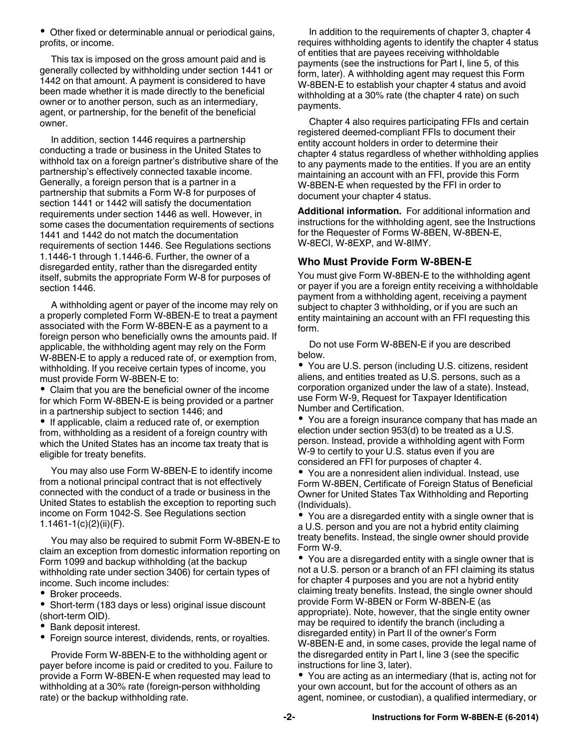- Other fixed or determinable annual or periodical gains, profits, or income.

This tax is imposed on the gross amount paid and is generally collected by withholding under section 1441 or 1442 on that amount. A payment is considered to have been made whether it is made directly to the beneficial owner or to another person, such as an intermediary, agent, or partnership, for the benefit of the beneficial owner.

In addition, section 1446 requires a partnership conducting a trade or business in the United States to withhold tax on a foreign partner's distributive share of the partnership's effectively connected taxable income. Generally, a foreign person that is a partner in a partnership that submits a Form W-8 for purposes of section 1441 or 1442 will satisfy the documentation requirements under section 1446 as well. However, in some cases the documentation requirements of sections 1441 and 1442 do not match the documentation requirements of section 1446. See Regulations sections 1.1446-1 through 1.1446-6. Further, the owner of a disregarded entity, rather than the disregarded entity itself, submits the appropriate Form W-8 for purposes of section 1446.

A withholding agent or payer of the income may rely on a properly completed Form W-8BEN-E to treat a payment associated with the Form W-8BEN-E as a payment to a foreign person who beneficially owns the amounts paid. If applicable, the withholding agent may rely on the Form W-8BEN-E to apply a reduced rate of, or exemption from, withholding. If you receive certain types of income, you must provide Form W-8BEN-E to:

- Claim that you are the beneficial owner of the income for which Form W-8BEN-E is being provided or a partner in a partnership subject to section 1446; and
- If applicable, claim a reduced rate of, or exemption from, withholding as a resident of a foreign country with which the United States has an income tax treaty that is eligible for treaty benefits.

You may also use Form W-8BEN-E to identify income from a notional principal contract that is not effectively connected with the conduct of a trade or business in the United States to establish the exception to reporting such income on Form 1042-S. See Regulations section 1.1461-1(c)(2)(ii)(F).

You may also be required to submit Form W-8BEN-E to claim an exception from domestic information reporting on Form 1099 and backup withholding (at the backup withholding rate under section 3406) for certain types of income. Such income includes:

- Broker proceeds.
- Short-term (183 days or less) original issue discount (short-term OID).
- Bank deposit interest.
- Foreign source interest, dividends, rents, or royalties.

Provide Form W-8BEN-E to the withholding agent or payer before income is paid or credited to you. Failure to provide a Form W-8BEN-E when requested may lead to withholding at a 30% rate (foreign-person withholding rate) or the backup withholding rate.

In addition to the requirements of chapter 3, chapter 4 requires withholding agents to identify the chapter 4 status of entities that are payees receiving withholdable payments (see the instructions for Part I, line 5, of this form, later). A withholding agent may request this Form W-8BEN-E to establish your chapter 4 status and avoid withholding at a 30% rate (the chapter 4 rate) on such payments.

Chapter 4 also requires participating FFIs and certain registered deemed-compliant FFIs to document their entity account holders in order to determine their chapter 4 status regardless of whether withholding applies to any payments made to the entities. If you are an entity maintaining an account with an FFI, provide this Form W-8BEN-E when requested by the FFI in order to document your chapter 4 status.

**Additional information.** For additional information and instructions for the withholding agent, see the Instructions for the Requester of Forms W-8BEN, W-8BEN-E, W-8ECI, W-8EXP, and W-8IMY.

### Who Must Provide Form W-8BEN-E

You must give Form W-8BEN-E to the withholding agent or payer if you are a foreign entity receiving a withholdable payment from a withholding agent, receiving a payment subject to chapter 3 withholding, or if you are such an entity maintaining an account with an FFI requesting this form.

Do not use Form W-8BEN-E if you are described below.

- You are U.S. person (including U.S. citizens, resident aliens, and entities treated as U.S. persons, such as a corporation organized under the law of a state). Instead, use Form W-9, Request for Taxpayer Identification Number and Certification.
- You are a foreign insurance company that has made an election under section 953(d) to be treated as a U.S. person. Instead, provide a withholding agent with Form W-9 to certify to your U.S. status even if you are considered an FFI for purposes of chapter 4.
- You are a nonresident alien individual. Instead, use Form W-8BEN, Certificate of Foreign Status of Beneficial Owner for United States Tax Withholding and Reporting (Individuals).
- You are a disregarded entity with a single owner that is a U.S. person and you are not a hybrid entity claiming treaty benefits. Instead, the single owner should provide Form W-9.
- You are a disregarded entity with a single owner that is not a U.S. person or a branch of an FFI claiming its status for chapter 4 purposes and you are not a hybrid entity claiming treaty benefits. Instead, the single owner should provide Form W-8BEN or Form W-8BEN-E (as appropriate). Note, however, that the single entity owner may be required to identify the branch (including a disregarded entity) in Part II of the owner's Form W-8BEN-E and, in some cases, provide the legal name of the disregarded entity in Part I, line 3 (see the specific instructions for line 3, later).
- You are acting as an intermediary (that is, acting not for your own account, but for the account of others as an agent, nominee, or custodian), a qualified intermediary, or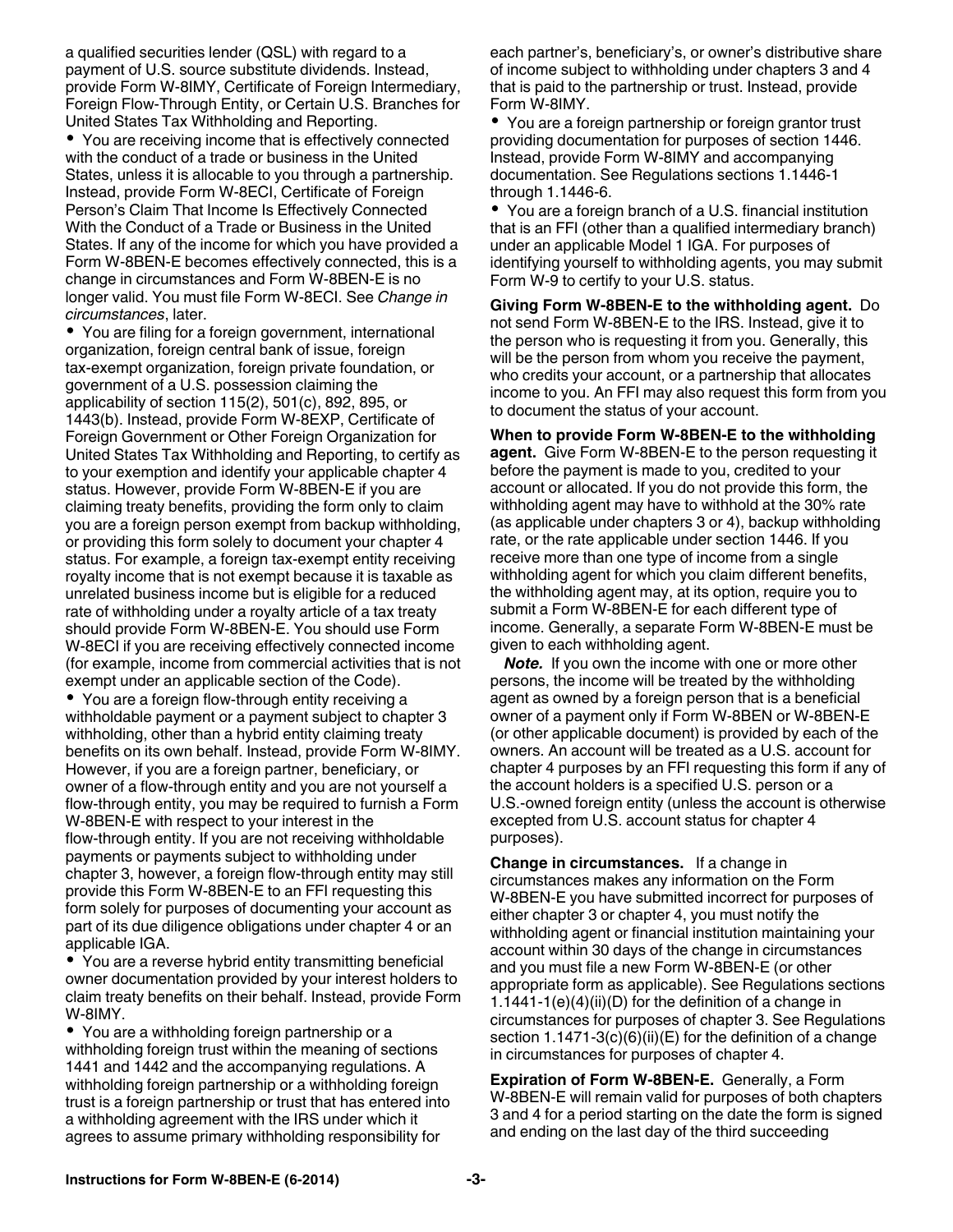a qualified securities lender (QSL) with regard to a payment of U.S. source substitute dividends. Instead, provide Form W-8IMY, Certificate of Foreign Intermediary, Foreign Flow-Through Entity, or Certain U.S. Branches for United States Tax Withholding and Reporting.

- You are receiving income that is effectively connected with the conduct of a trade or business in the United States, unless it is allocable to you through a partnership. Instead, provide Form W-8ECI, Certificate of Foreign Person's Claim That Income Is Effectively Connected With the Conduct of a Trade or Business in the United States. If any of the income for which you have provided a Form W-8BEN-E becomes effectively connected, this is a change in circumstances and Form W-8BEN-E is no longer valid. You must file Form W-8ECI. See *Change in circumstances*, later.
- You are filing for a foreign government, international organization, foreign central bank of issue, foreign tax-exempt organization, foreign private foundation, or government of a U.S. possession claiming the applicability of section 115(2), 501(c), 892, 895, or 1443(b). Instead, provide Form W-8EXP, Certificate of Foreign Government or Other Foreign Organization for United States Tax Withholding and Reporting, to certify as to your exemption and identify your applicable chapter 4 status. However, provide Form W-8BEN-E if you are claiming treaty benefits, providing the form only to claim you are a foreign person exempt from backup withholding, or providing this form solely to document your chapter 4 status. For example, a foreign tax-exempt entity receiving royalty income that is not exempt because it is taxable as unrelated business income but is eligible for a reduced rate of withholding under a royalty article of a tax treaty should provide Form W-8BEN-E. You should use Form W-8ECI if you are receiving effectively connected income (for example, income from commercial activities that is not exempt under an applicable section of the Code).
- You are a foreign flow-through entity receiving a withholdable payment or a payment subject to chapter 3 withholding, other than a hybrid entity claiming treaty benefits on its own behalf. Instead, provide Form W-8IMY. However, if you are a foreign partner, beneficiary, or owner of a flow-through entity and you are not yourself a flow-through entity, you may be required to furnish a Form W-8BEN-E with respect to your interest in the flow-through entity. If you are not receiving withholdable payments or payments subject to withholding under chapter 3, however, a foreign flow-through entity may still provide this Form W-8BEN-E to an FFI requesting this form solely for purposes of documenting your account as part of its due diligence obligations under chapter 4 or an applicable IGA.
- You are a reverse hybrid entity transmitting beneficial owner documentation provided by your interest holders to claim treaty benefits on their behalf. Instead, provide Form W-8IMY.
- You are a withholding foreign partnership or a withholding foreign trust within the meaning of sections 1441 and 1442 and the accompanying regulations. A withholding foreign partnership or a withholding foreign trust is a foreign partnership or trust that has entered into a withholding agreement with the IRS under which it agrees to assume primary withholding responsibility for each partner's, beneficiary's, or owner's distributive share of income subject to withholding under chapters 3 and 4 that is paid to the partnership or trust. Instead, provide Form W-8IMY.
- You are a foreign partnership or foreign grantor trust providing documentation for purposes of section 1446. Instead, provide Form W-8IMY and accompanying documentation. See Regulations sections 1.1446-1 through 1.1446-6.
- You are a foreign branch of a U.S. financial institution that is an FFI (other than a qualified intermediary branch) under an applicable Model 1 IGA. For purposes of identifying yourself to withholding agents, you may submit Form W-9 to certify to your U.S. status.

**Giving Form W-8BEN-E to the withholding agent.** Do not send Form W-8BEN-E to the IRS. Instead, give it to the person who is requesting it from you. Generally, this will be the person from whom you receive the payment, who credits your account, or a partnership that allocates income to you. An FFI may also request this form from you to document the status of your account.

**When to provide Form W-8BEN-E to the withholding agent.** Give Form W-8BEN-E to the person requesting it before the payment is made to you, credited to your account or allocated. If you do not provide this form, the withholding agent may have to withhold at the 30% rate (as applicable under chapters 3 or 4), backup withholding rate, or the rate applicable under section 1446. If you receive more than one type of income from a single withholding agent for which you claim different benefits, the withholding agent may, at its option, require you to submit a Form W-8BEN-E for each different type of income. Generally, a separate Form W-8BEN-E must be given to each withholding agent.

***Note.*** If you own the income with one or more other persons, the income will be treated by the withholding agent as owned by a foreign person that is a beneficial owner of a payment only if Form W-8BEN or W-8BEN-E (or other applicable document) is provided by each of the owners. An account will be treated as a U.S. account for chapter 4 purposes by an FFI requesting this form if any of the account holders is a specified U.S. person or a U.S.-owned foreign entity (unless the account is otherwise excepted from U.S. account status for chapter 4 purposes).

**Change in circumstances.** If a change in circumstances makes any information on the Form W-8BEN-E you have submitted incorrect for purposes of either chapter 3 or chapter 4, you must notify the withholding agent or financial institution maintaining your account within 30 days of the change in circumstances and you must file a new Form W-8BEN-E (or other appropriate form as applicable). See Regulations sections 1.1441-1(e)(4)(ii)(D) for the definition of a change in circumstances for purposes of chapter 3. See Regulations section 1.1471-3(c)(6)(ii)(E) for the definition of a change in circumstances for purposes of chapter 4.

**Expiration of Form W-8BEN-E.** Generally, a Form W-8BEN-E will remain valid for purposes of both chapters 3 and 4 for a period starting on the date the form is signed and ending on the last day of the third succeeding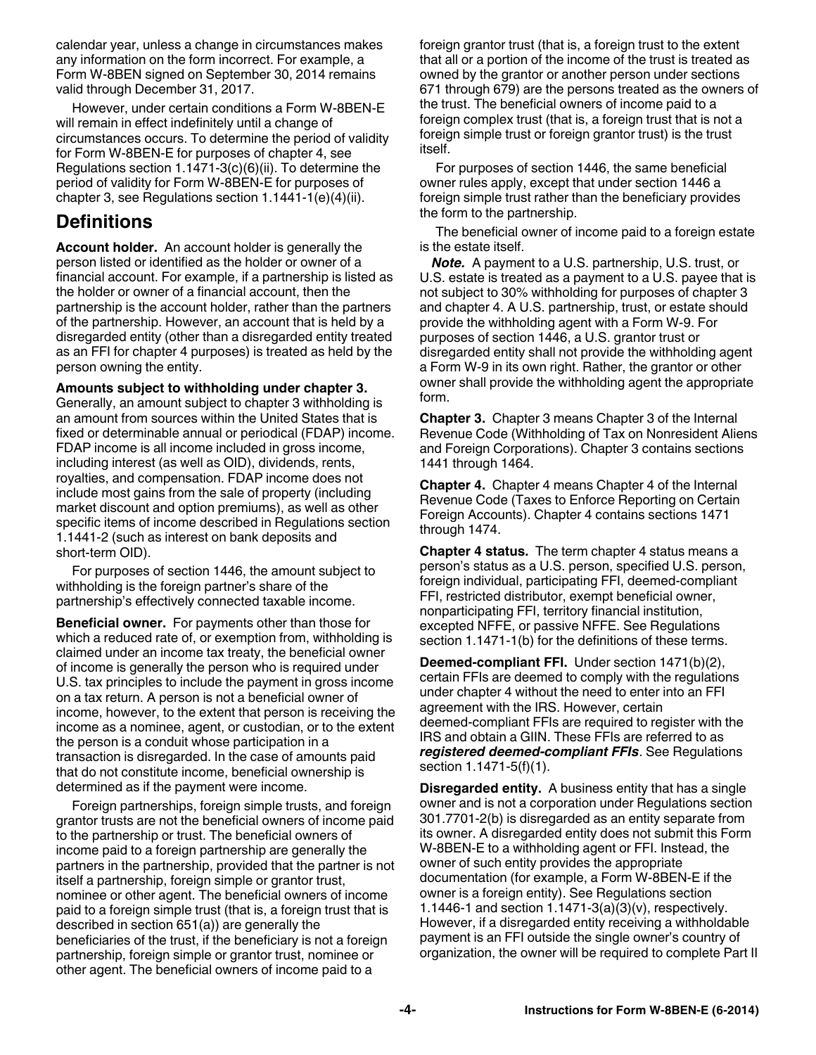calendar year, unless a change in circumstances makes any information on the form incorrect. For example, a Form W-8BEN signed on September 30, 2014 remains valid through December 31, 2017.

However, under certain conditions a Form W-8BEN-E will remain in effect indefinitely until a change of circumstances occurs. To determine the period of validity for Form W-8BEN-E for purposes of chapter 4, see Regulations section 1.1471-3(c)(6)(ii). To determine the period of validity for Form W-8BEN-E for purposes of chapter 3, see Regulations section 1.1441-1(e)(4)(ii).

## Definitions

**Account holder.** An account holder is generally the person listed or identified as the holder or owner of a financial account. For example, if a partnership is listed as the holder or owner of a financial account, then the partnership is the account holder, rather than the partners of the partnership. However, an account that is held by a disregarded entity (other than a disregarded entity treated as an FFI for chapter 4 purposes) is treated as held by the person owning the entity.

**Amounts subject to withholding under chapter 3.** Generally, an amount subject to chapter 3 withholding is an amount from sources within the United States that is fixed or determinable annual or periodical (FDAP) income. FDAP income is all income included in gross income, including interest (as well as OID), dividends, rents, royalties, and compensation. FDAP income does not include most gains from the sale of property (including market discount and option premiums), as well as other specific items of income described in Regulations section 1.1441-2 (such as interest on bank deposits and short-term OID).

For purposes of section 1446, the amount subject to withholding is the foreign partner's share of the partnership's effectively connected taxable income.

**Beneficial owner.** For payments other than those for which a reduced rate of, or exemption from, withholding is claimed under an income tax treaty, the beneficial owner of income is generally the person who is required under U.S. tax principles to include the payment in gross income on a tax return. A person is not a beneficial owner of income, however, to the extent that person is receiving the income as a nominee, agent, or custodian, or to the extent the person is a conduit whose participation in a transaction is disregarded. In the case of amounts paid that do not constitute income, beneficial ownership is determined as if the payment were income.

Foreign partnerships, foreign simple trusts, and foreign grantor trusts are not the beneficial owners of income paid to the partnership or trust. The beneficial owners of income paid to a foreign partnership are generally the partners in the partnership, provided that the partner is not itself a partnership, foreign simple or grantor trust, nominee or other agent. The beneficial owners of income paid to a foreign simple trust (that is, a foreign trust that is described in section 651(a)) are generally the beneficiaries of the trust, if the beneficiary is not a foreign partnership, foreign simple or grantor trust, nominee or other agent. The beneficial owners of income paid to a foreign grantor trust (that is, a foreign trust to the extent that all or a portion of the income of the trust is treated as owned by the grantor or another person under sections 671 through 679) are the persons treated as the owners of the trust. The beneficial owners of income paid to a foreign complex trust (that is, a foreign trust that is not a foreign simple trust or foreign grantor trust) is the trust itself.

For purposes of section 1446, the same beneficial owner rules apply, except that under section 1446 a foreign simple trust rather than the beneficiary provides the form to the partnership.

The beneficial owner of income paid to a foreign estate is the estate itself.

***Note.*** A payment to a U.S. partnership, U.S. trust, or U.S. estate is treated as a payment to a U.S. payee that is not subject to 30% withholding for purposes of chapter 3 and chapter 4. A U.S. partnership, trust, or estate should provide the withholding agent with a Form W-9. For purposes of section 1446, a U.S. grantor trust or disregarded entity shall not provide the withholding agent a Form W-9 in its own right. Rather, the grantor or other owner shall provide the withholding agent the appropriate form.

**Chapter 3.** Chapter 3 means Chapter 3 of the Internal Revenue Code (Withholding of Tax on Nonresident Aliens and Foreign Corporations). Chapter 3 contains sections 1441 through 1464.

**Chapter 4.** Chapter 4 means Chapter 4 of the Internal Revenue Code (Taxes to Enforce Reporting on Certain Foreign Accounts). Chapter 4 contains sections 1471 through 1474.

**Chapter 4 status.** The term chapter 4 status means a person's status as a U.S. person, specified U.S. person, foreign individual, participating FFI, deemed-compliant FFI, restricted distributor, exempt beneficial owner, nonparticipating FFI, territory financial institution, excepted NFFE, or passive NFFE. See Regulations section 1.1471-1(b) for the definitions of these terms.

**Deemed-compliant FFI.** Under section 1471(b)(2), certain FFIs are deemed to comply with the regulations under chapter 4 without the need to enter into an FFI agreement with the IRS. However, certain deemed-compliant FFIs are required to register with the IRS and obtain a GIIN. These FFIs are referred to as ***registered deemed-compliant FFIs***. See Regulations section 1.1471-5(f)(1).

**Disregarded entity.** A business entity that has a single owner and is not a corporation under Regulations section 301.7701-2(b) is disregarded as an entity separate from its owner. A disregarded entity does not submit this Form W-8BEN-E to a withholding agent or FFI. Instead, the owner of such entity provides the appropriate documentation (for example, a Form W-8BEN-E if the owner is a foreign entity). See Regulations section 1.1446-1 and section 1.1471-3(a)(3)(v), respectively. However, if a disregarded entity receiving a withholdable payment is an FFI outside the single owner's country of organization, the owner will be required to complete Part II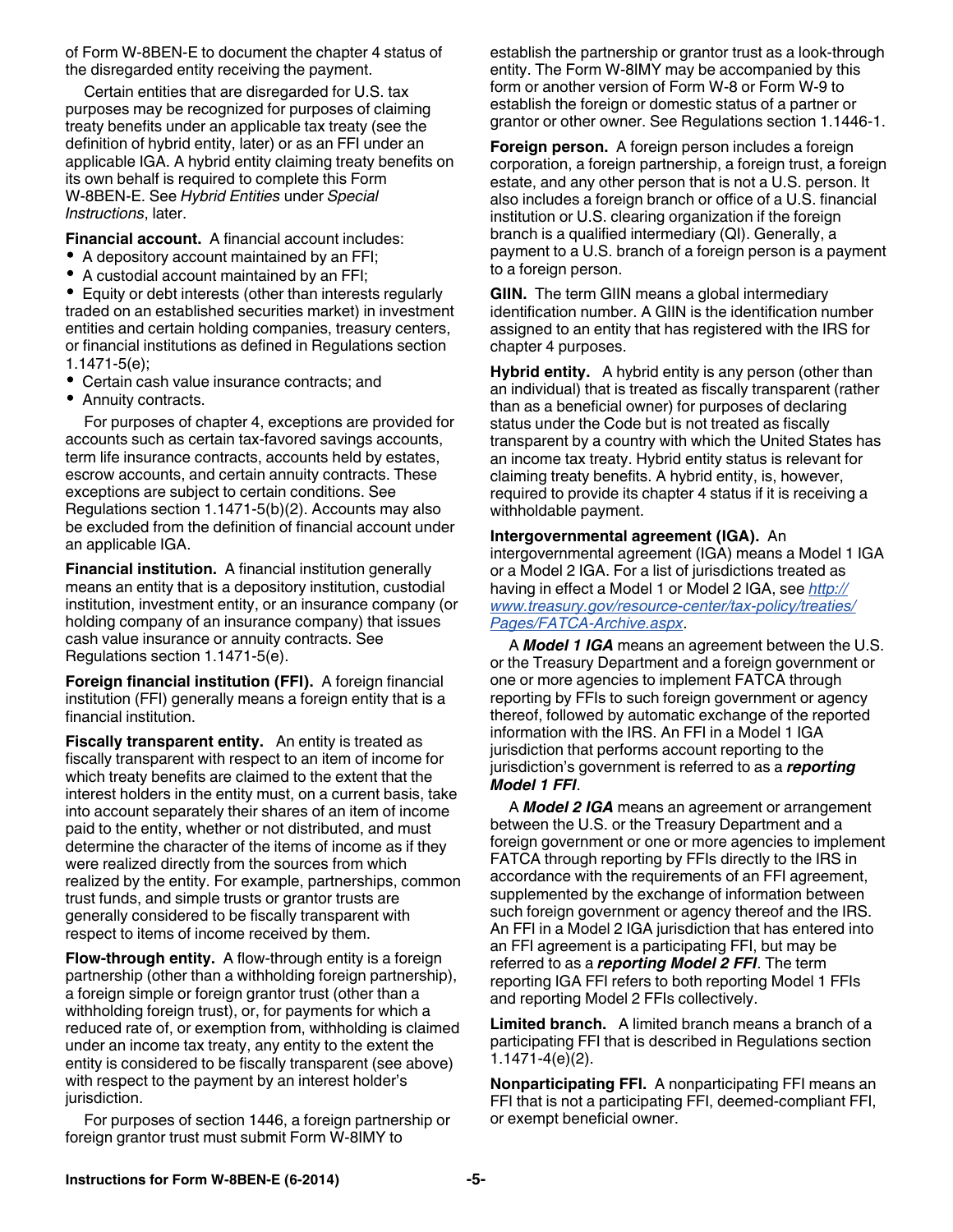of Form W-8BEN-E to document the chapter 4 status of the disregarded entity receiving the payment.

Certain entities that are disregarded for U.S. tax purposes may be recognized for purposes of claiming treaty benefits under an applicable tax treaty (see the definition of hybrid entity, later) or as an FFI under an applicable IGA. A hybrid entity claiming treaty benefits on its own behalf is required to complete this Form W-8BEN-E. See *Hybrid Entities* under *Special Instructions*, later.

**Financial account.** A financial account includes:

- A depository account maintained by an FFI;
- A custodial account maintained by an FFI;
- Equity or debt interests (other than interests regularly traded on an established securities market) in investment entities and certain holding companies, treasury centers, or financial institutions as defined in Regulations section 1.1471-5(e);
- Certain cash value insurance contracts; and
- Annuity contracts.

For purposes of chapter 4, exceptions are provided for accounts such as certain tax-favored savings accounts, term life insurance contracts, accounts held by estates, escrow accounts, and certain annuity contracts. These exceptions are subject to certain conditions. See Regulations section 1.1471-5(b)(2). Accounts may also be excluded from the definition of financial account under an applicable IGA.

**Financial institution.** A financial institution generally means an entity that is a depository institution, custodial institution, investment entity, or an insurance company (or holding company of an insurance company) that issues cash value insurance or annuity contracts. See Regulations section 1.1471-5(e).

**Foreign financial institution (FFI).** A foreign financial institution (FFI) generally means a foreign entity that is a financial institution.

**Fiscally transparent entity.** An entity is treated as fiscally transparent with respect to an item of income for which treaty benefits are claimed to the extent that the interest holders in the entity must, on a current basis, take into account separately their shares of an item of income paid to the entity, whether or not distributed, and must determine the character of the items of income as if they were realized directly from the sources from which realized by the entity. For example, partnerships, common trust funds, and simple trusts or grantor trusts are generally considered to be fiscally transparent with respect to items of income received by them.

**Flow-through entity.** A flow-through entity is a foreign partnership (other than a withholding foreign partnership), a foreign simple or foreign grantor trust (other than a withholding foreign trust), or, for payments for which a reduced rate of, or exemption from, withholding is claimed under an income tax treaty, any entity to the extent the entity is considered to be fiscally transparent (see above) with respect to the payment by an interest holder's jurisdiction.

For purposes of section 1446, a foreign partnership or foreign grantor trust must submit Form W-8IMY to establish the partnership or grantor trust as a look-through entity. The Form W-8IMY may be accompanied by this form or another version of Form W-8 or Form W-9 to establish the foreign or domestic status of a partner or grantor or other owner. See Regulations section 1.1446-1.

**Foreign person.** A foreign person includes a foreign corporation, a foreign partnership, a foreign trust, a foreign estate, and any other person that is not a U.S. person. It also includes a foreign branch or office of a U.S. financial institution or U.S. clearing organization if the foreign branch is a qualified intermediary (QI). Generally, a payment to a U.S. branch of a foreign person is a payment to a foreign person.

**GIIN.** The term GIIN means a global intermediary identification number. A GIIN is the identification number assigned to an entity that has registered with the IRS for chapter 4 purposes.

**Hybrid entity.** A hybrid entity is any person (other than an individual) that is treated as fiscally transparent (rather than as a beneficial owner) for purposes of declaring status under the Code but is not treated as fiscally transparent by a country with which the United States has an income tax treaty. Hybrid entity status is relevant for claiming treaty benefits. A hybrid entity, is, however, required to provide its chapter 4 status if it is receiving a withholdable payment.

**Intergovernmental agreement (IGA).** An intergovernmental agreement (IGA) means a Model 1 IGA or a Model 2 IGA. For a list of jurisdictions treated as having in effect a Model 1 or Model 2 IGA, see *http://www.treasury.gov/resource-center/tax-policy/treaties/Pages/FATCA-Archive.aspx*.

A ***Model 1 IGA*** means an agreement between the U.S. or the Treasury Department and a foreign government or one or more agencies to implement FATCA through reporting by FFIs to such foreign government or agency thereof, followed by automatic exchange of the reported information with the IRS. An FFI in a Model 1 IGA jurisdiction that performs account reporting to the jurisdiction's government is referred to as a ***reporting Model 1 FFI***.

A ***Model 2 IGA*** means an agreement or arrangement between the U.S. or the Treasury Department and a foreign government or one or more agencies to implement FATCA through reporting by FFIs directly to the IRS in accordance with the requirements of an FFI agreement, supplemented by the exchange of information between such foreign government or agency thereof and the IRS. An FFI in a Model 2 IGA jurisdiction that has entered into an FFI agreement is a participating FFI, but may be referred to as a ***reporting Model 2 FFI***. The term reporting IGA FFI refers to both reporting Model 1 FFIs and reporting Model 2 FFIs collectively.

**Limited branch.** A limited branch means a branch of a participating FFI that is described in Regulations section 1.1471-4(e)(2).

**Nonparticipating FFI.** A nonparticipating FFI means an FFI that is not a participating FFI, deemed-compliant FFI, or exempt beneficial owner.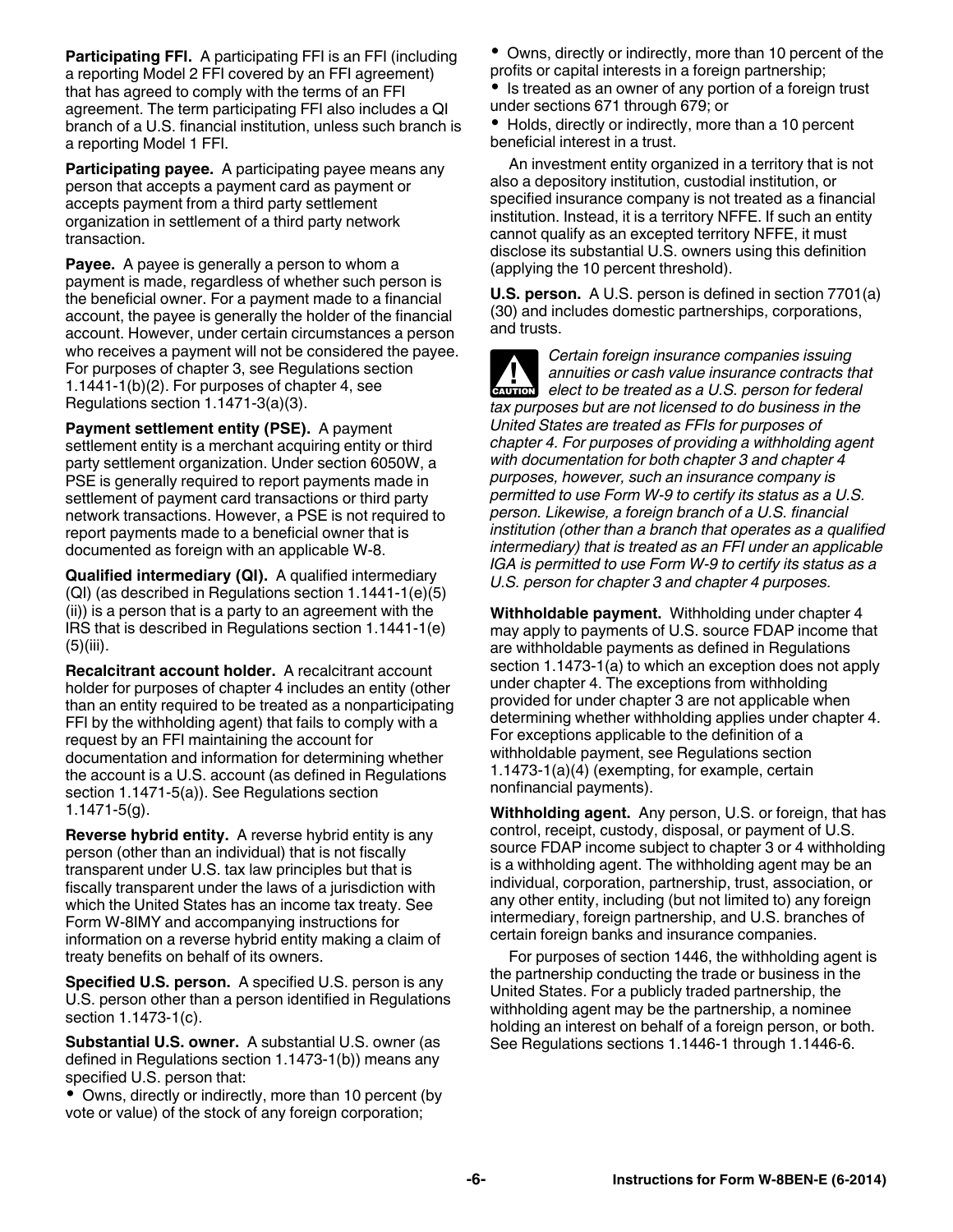**Participating FFI.** A participating FFI is an FFI (including a reporting Model 2 FFI covered by an FFI agreement) that has agreed to comply with the terms of an FFI agreement. The term participating FFI also includes a QI branch of a U.S. financial institution, unless such branch is a reporting Model 1 FFI.

**Participating payee.** A participating payee means any person that accepts a payment card as payment or accepts payment from a third party settlement organization in settlement of a third party network transaction.

**Payee.** A payee is generally a person to whom a payment is made, regardless of whether such person is the beneficial owner. For a payment made to a financial account, the payee is generally the holder of the financial account. However, under certain circumstances a person who receives a payment will not be considered the payee. For purposes of chapter 3, see Regulations section 1.1441-1(b)(2). For purposes of chapter 4, see Regulations section 1.1471-3(a)(3).

**Payment settlement entity (PSE).** A payment settlement entity is a merchant acquiring entity or third party settlement organization. Under section 6050W, a PSE is generally required to report payments made in settlement of payment card transactions or third party network transactions. However, a PSE is not required to report payments made to a beneficial owner that is documented as foreign with an applicable W-8.

**Qualified intermediary (QI).** A qualified intermediary (QI) (as described in Regulations section 1.1441-1(e)(5)(ii)) is a person that is a party to an agreement with the IRS that is described in Regulations section 1.1441-1(e)(5)(iii).

**Recalcitrant account holder.** A recalcitrant account holder for purposes of chapter 4 includes an entity (other than an entity required to be treated as a nonparticipating FFI by the withholding agent) that fails to comply with a request by an FFI maintaining the account for documentation and information for determining whether the account is a U.S. account (as defined in Regulations section 1.1471-5(a)). See Regulations section 1.1471-5(g).

**Reverse hybrid entity.** A reverse hybrid entity is any person (other than an individual) that is not fiscally transparent under U.S. tax law principles but that is fiscally transparent under the laws of a jurisdiction with which the United States has an income tax treaty. See Form W-8IMY and accompanying instructions for information on a reverse hybrid entity making a claim of treaty benefits on behalf of its owners.

**Specified U.S. person.** A specified U.S. person is any U.S. person other than a person identified in Regulations section 1.1473-1(c).

**Substantial U.S. owner.** A substantial U.S. owner (as defined in Regulations section 1.1473-1(b)) means any specified U.S. person that:

- Owns, directly or indirectly, more than 10 percent (by vote or value) of the stock of any foreign corporation;
- Owns, directly or indirectly, more than 10 percent of the profits or capital interests in a foreign partnership;
- Is treated as an owner of any portion of a foreign trust under sections 671 through 679; or
- Holds, directly or indirectly, more than a 10 percent beneficial interest in a trust.

An investment entity organized in a territory that is not also a depository institution, custodial institution, or specified insurance company is not treated as a financial institution. Instead, it is a territory NFFE. If such an entity cannot qualify as an excepted territory NFFE, it must disclose its substantial U.S. owners using this definition (applying the 10 percent threshold).

**U.S. person.** A U.S. person is defined in section 7701(a)(30) and includes domestic partnerships, corporations, and trusts.

**CAUTION**
*Certain foreign insurance companies issuing annuities or cash value insurance contracts that elect to be treated as a U.S. person for federal tax purposes but are not licensed to do business in the United States are treated as FFIs for purposes of chapter 4. For purposes of providing a withholding agent with documentation for both chapter 3 and chapter 4 purposes, however, such an insurance company is permitted to use Form W-9 to certify its status as a U.S. person. Likewise, a foreign branch of a U.S. financial institution (other than a branch that operates as a qualified intermediary) that is treated as an FFI under an applicable IGA is permitted to use Form W-9 to certify its status as a U.S. person for chapter 3 and chapter 4 purposes.*

**Withholdable payment.** Withholding under chapter 4 may apply to payments of U.S. source FDAP income that are withholdable payments as defined in Regulations section 1.1473-1(a) to which an exception does not apply under chapter 4. The exceptions from withholding provided for under chapter 3 are not applicable when determining whether withholding applies under chapter 4. For exceptions applicable to the definition of a withholdable payment, see Regulations section 1.1473-1(a)(4) (exempting, for example, certain nonfinancial payments).

**Withholding agent.** Any person, U.S. or foreign, that has control, receipt, custody, disposal, or payment of U.S. source FDAP income subject to chapter 3 or 4 withholding is a withholding agent. The withholding agent may be an individual, corporation, partnership, trust, association, or any other entity, including (but not limited to) any foreign intermediary, foreign partnership, and U.S. branches of certain foreign banks and insurance companies.

For purposes of section 1446, the withholding agent is the partnership conducting the trade or business in the United States. For a publicly traded partnership, the withholding agent may be the partnership, a nominee holding an interest on behalf of a foreign person, or both. See Regulations sections 1.1446-1 through 1.1446-6.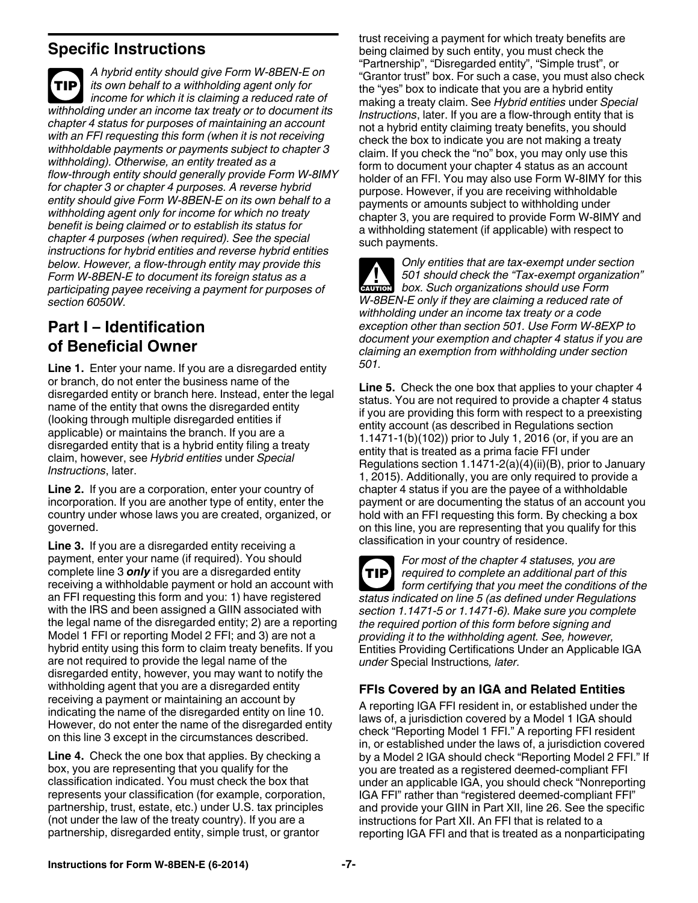## Specific Instructions

**TIP** *A hybrid entity should give Form W-8BEN-E on its own behalf to a withholding agent only for income for which it is claiming a reduced rate of withholding under an income tax treaty or to document its chapter 4 status for purposes of maintaining an account with an FFI requesting this form (when it is not receiving withholdable payments or payments subject to chapter 3 withholding). Otherwise, an entity treated as a flow-through entity should generally provide Form W-8IMY for chapter 3 or chapter 4 purposes. A reverse hybrid entity should give Form W-8BEN-E on its own behalf to a withholding agent only for income for which no treaty benefit is being claimed or to establish its status for chapter 4 purposes (when required). See the special instructions for hybrid entities and reverse hybrid entities below. However, a flow-through entity may provide this Form W-8BEN-E to document its foreign status as a participating payee receiving a payment for purposes of section 6050W.*

## Part I – Identification of Beneficial Owner

**Line 1.** Enter your name. If you are a disregarded entity or branch, do not enter the business name of the disregarded entity or branch here. Instead, enter the legal name of the entity that owns the disregarded entity (looking through multiple disregarded entities if applicable) or maintains the branch. If you are a disregarded entity that is a hybrid entity filing a treaty claim, however, see *Hybrid entities* under *Special Instructions*, later.

**Line 2.** If you are a corporation, enter your country of incorporation. If you are another type of entity, enter the country under whose laws you are created, organized, or governed.

**Line 3.** If you are a disregarded entity receiving a payment, enter your name (if required). You should complete line 3 ***only*** if you are a disregarded entity receiving a withholdable payment or hold an account with an FFI requesting this form and you: 1) have registered with the IRS and been assigned a GIIN associated with the legal name of the disregarded entity; 2) are a reporting Model 1 FFI or reporting Model 2 FFI; and 3) are not a hybrid entity using this form to claim treaty benefits. If you are not required to provide the legal name of the disregarded entity, however, you may want to notify the withholding agent that you are a disregarded entity receiving a payment or maintaining an account by indicating the name of the disregarded entity on line 10. However, do not enter the name of the disregarded entity on this line 3 except in the circumstances described.

**Line 4.** Check the one box that applies. By checking a box, you are representing that you qualify for the classification indicated. You must check the box that represents your classification (for example, corporation, partnership, trust, estate, etc.) under U.S. tax principles (not under the law of the treaty country). If you are a partnership, disregarded entity, simple trust, or grantor trust receiving a payment for which treaty benefits are being claimed by such entity, you must check the "Partnership", "Disregarded entity", "Simple trust", or "Grantor trust" box. For such a case, you must also check the "yes" box to indicate that you are a hybrid entity making a treaty claim. See *Hybrid entities* under *Special Instructions*, later. If you are a flow-through entity that is not a hybrid entity claiming treaty benefits, you should check the box to indicate you are not making a treaty claim. If you check the "no" box, you may only use this form to document your chapter 4 status as an account holder of an FFI. You may also use Form W-8IMY for this purpose. However, if you are receiving withholdable payments or amounts subject to withholding under chapter 3, you are required to provide Form W-8IMY and a withholding statement (if applicable) with respect to such payments.

**CAUTION** *Only entities that are tax-exempt under section 501 should check the "Tax-exempt organization" box. Such organizations should use Form W-8BEN-E only if they are claiming a reduced rate of withholding under an income tax treaty or a code exception other than section 501. Use Form W-8EXP to document your exemption and chapter 4 status if you are claiming an exemption from withholding under section 501.*

**Line 5.** Check the one box that applies to your chapter 4 status. You are not required to provide a chapter 4 status if you are providing this form with respect to a preexisting entity account (as described in Regulations section 1.1471-1(b)(102)) prior to July 1, 2016 (or, if you are an entity that is treated as a prima facie FFI under Regulations section 1.1471-2(a)(4)(ii)(B), prior to January 1, 2015). Additionally, you are only required to provide a chapter 4 status if you are the payee of a withholdable payment or are documenting the status of an account you hold with an FFI requesting this form. By checking a box on this line, you are representing that you qualify for this classification in your country of residence.

**TIP** *For most of the chapter 4 statuses, you are required to complete an additional part of this form certifying that you meet the conditions of the status indicated on line 5 (as defined under Regulations section 1.1471-5 or 1.1471-6). Make sure you complete the required portion of this form before signing and providing it to the withholding agent. See, however,* Entities Providing Certifications Under an Applicable IGA *under* Special Instructions*, later.*

### FFIs Covered by an IGA and Related Entities

A reporting IGA FFI resident in, or established under the laws of, a jurisdiction covered by a Model 1 IGA should check "Reporting Model 1 FFI." A reporting FFI resident in, or established under the laws of, a jurisdiction covered by a Model 2 IGA should check "Reporting Model 2 FFI." If you are treated as a registered deemed-compliant FFI under an applicable IGA, you should check "Nonreporting IGA FFI" rather than "registered deemed-compliant FFI" and provide your GIIN in Part XII, line 26. See the specific instructions for Part XII. An FFI that is related to a reporting IGA FFI and that is treated as a nonparticipating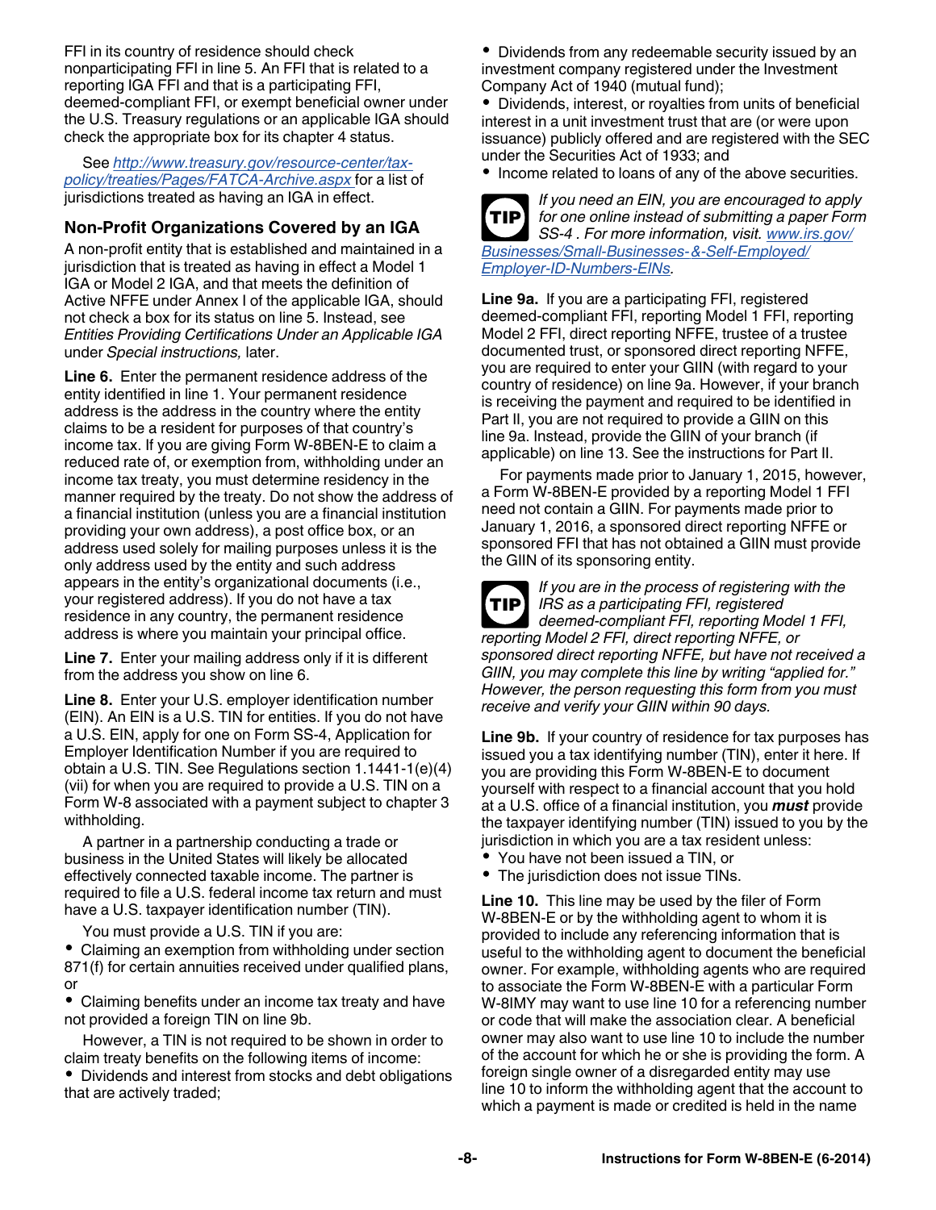FFI in its country of residence should check nonparticipating FFI in line 5. An FFI that is related to a reporting IGA FFI and that is a participating FFI, deemed-compliant FFI, or exempt beneficial owner under the U.S. Treasury regulations or an applicable IGA should check the appropriate box for its chapter 4 status.

See *http://www.treasury.gov/resource-center/tax-policy/treaties/Pages/FATCA-Archive.aspx* for a list of jurisdictions treated as having an IGA in effect.

### Non-Profit Organizations Covered by an IGA

A non-profit entity that is established and maintained in a jurisdiction that is treated as having in effect a Model 1 IGA or Model 2 IGA, and that meets the definition of Active NFFE under Annex I of the applicable IGA, should not check a box for its status on line 5. Instead, see *Entities Providing Certifications Under an Applicable IGA* under *Special instructions,* later.

**Line 6.** Enter the permanent residence address of the entity identified in line 1. Your permanent residence address is the address in the country where the entity claims to be a resident for purposes of that country's income tax. If you are giving Form W-8BEN-E to claim a reduced rate of, or exemption from, withholding under an income tax treaty, you must determine residency in the manner required by the treaty. Do not show the address of a financial institution (unless you are a financial institution providing your own address), a post office box, or an address used solely for mailing purposes unless it is the only address used by the entity and such address appears in the entity's organizational documents (i.e., your registered address). If you do not have a tax residence in any country, the permanent residence address is where you maintain your principal office.

**Line 7.** Enter your mailing address only if it is different from the address you show on line 6.

**Line 8.** Enter your U.S. employer identification number (EIN). An EIN is a U.S. TIN for entities. If you do not have a U.S. EIN, apply for one on Form SS-4, Application for Employer Identification Number if you are required to obtain a U.S. TIN. See Regulations section 1.1441-1(e)(4)(vii) for when you are required to provide a U.S. TIN on a Form W-8 associated with a payment subject to chapter 3 withholding.

A partner in a partnership conducting a trade or business in the United States will likely be allocated effectively connected taxable income. The partner is required to file a U.S. federal income tax return and must have a U.S. taxpayer identification number (TIN).

You must provide a U.S. TIN if you are:

- Claiming an exemption from withholding under section 871(f) for certain annuities received under qualified plans, or
- Claiming benefits under an income tax treaty and have not provided a foreign TIN on line 9b.

However, a TIN is not required to be shown in order to claim treaty benefits on the following items of income:

- Dividends and interest from stocks and debt obligations that are actively traded;
- Dividends from any redeemable security issued by an investment company registered under the Investment Company Act of 1940 (mutual fund);
- Dividends, interest, or royalties from units of beneficial interest in a unit investment trust that are (or were upon issuance) publicly offered and are registered with the SEC under the Securities Act of 1933; and
- Income related to loans of any of the above securities.

**TIP** *If you need an EIN, you are encouraged to apply for one online instead of submitting a paper Form SS-4 . For more information, visit. www.irs.gov/Businesses/Small-Businesses-&-Self-Employed/Employer-ID-Numbers-EINs.*

**Line 9a.** If you are a participating FFI, registered deemed-compliant FFI, reporting Model 1 FFI, reporting Model 2 FFI, direct reporting NFFE, trustee of a trustee documented trust, or sponsored direct reporting NFFE, you are required to enter your GIIN (with regard to your country of residence) on line 9a. However, if your branch is receiving the payment and required to be identified in Part II, you are not required to provide a GIIN on this line 9a. Instead, provide the GIIN of your branch (if applicable) on line 13. See the instructions for Part II.

For payments made prior to January 1, 2015, however, a Form W-8BEN-E provided by a reporting Model 1 FFI need not contain a GIIN. For payments made prior to January 1, 2016, a sponsored direct reporting NFFE or sponsored FFI that has not obtained a GIIN must provide the GIIN of its sponsoring entity.

**TIP** *If you are in the process of registering with the IRS as a participating FFI, registered deemed-compliant FFI, reporting Model 1 FFI, reporting Model 2 FFI, direct reporting NFFE, or sponsored direct reporting NFFE, but have not received a GIIN, you may complete this line by writing "applied for." However, the person requesting this form from you must receive and verify your GIIN within 90 days.*

**Line 9b.** If your country of residence for tax purposes has issued you a tax identifying number (TIN), enter it here. If you are providing this Form W-8BEN-E to document yourself with respect to a financial account that you hold at a U.S. office of a financial institution, you ***must*** provide the taxpayer identifying number (TIN) issued to you by the jurisdiction in which you are a tax resident unless:

- You have not been issued a TIN, or
- The jurisdiction does not issue TINs.

**Line 10.** This line may be used by the filer of Form W-8BEN-E or by the withholding agent to whom it is provided to include any referencing information that is useful to the withholding agent to document the beneficial owner. For example, withholding agents who are required to associate the Form W-8BEN-E with a particular Form W-8IMY may want to use line 10 for a referencing number or code that will make the association clear. A beneficial owner may also want to use line 10 to include the number of the account for which he or she is providing the form. A foreign single owner of a disregarded entity may use line 10 to inform the withholding agent that the account to which a payment is made or credited is held in the name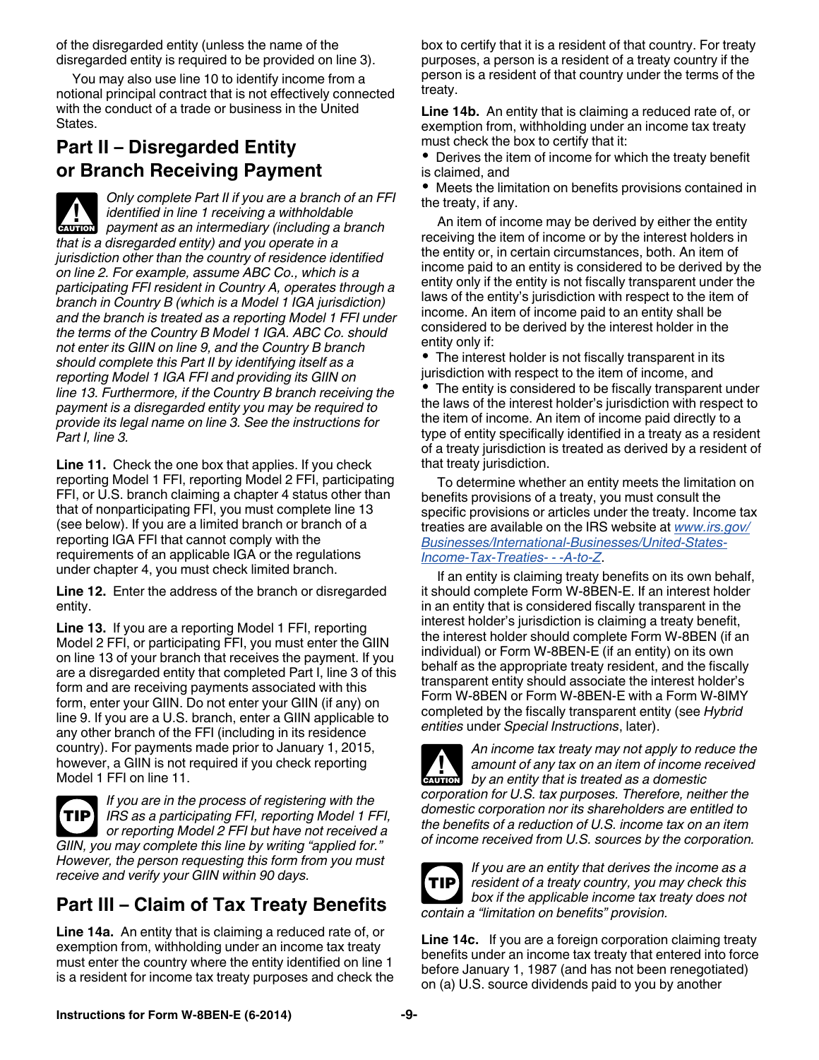of the disregarded entity (unless the name of the disregarded entity is required to be provided on line 3).

You may also use line 10 to identify income from a notional principal contract that is not effectively connected with the conduct of a trade or business in the United States.

## Part II – Disregarded Entity or Branch Receiving Payment

**CAUTION** *Only complete Part II if you are a branch of an FFI identified in line 1 receiving a withholdable payment as an intermediary (including a branch that is a disregarded entity) and you operate in a jurisdiction other than the country of residence identified on line 2. For example, assume ABC Co., which is a participating FFI resident in Country A, operates through a branch in Country B (which is a Model 1 IGA jurisdiction) and the branch is treated as a reporting Model 1 FFI under the terms of the Country B Model 1 IGA. ABC Co. should not enter its GIIN on line 9, and the Country B branch should complete this Part II by identifying itself as a reporting Model 1 IGA FFI and providing its GIIN on line 13. Furthermore, if the Country B branch receiving the payment is a disregarded entity you may be required to provide its legal name on line 3. See the instructions for Part I, line 3.*

**Line 11.** Check the one box that applies. If you check reporting Model 1 FFI, reporting Model 2 FFI, participating FFI, or U.S. branch claiming a chapter 4 status other than that of nonparticipating FFI, you must complete line 13 (see below). If you are a limited branch or branch of a reporting IGA FFI that cannot comply with the requirements of an applicable IGA or the regulations under chapter 4, you must check limited branch.

**Line 12.** Enter the address of the branch or disregarded entity.

**Line 13.** If you are a reporting Model 1 FFI, reporting Model 2 FFI, or participating FFI, you must enter the GIIN on line 13 of your branch that receives the payment. If you are a disregarded entity that completed Part I, line 3 of this form and are receiving payments associated with this form, enter your GIIN. Do not enter your GIIN (if any) on line 9. If you are a U.S. branch, enter a GIIN applicable to any other branch of the FFI (including in its residence country). For payments made prior to January 1, 2015, however, a GIIN is not required if you check reporting Model 1 FFI on line 11.

**TIP** *If you are in the process of registering with the IRS as a participating FFI, reporting Model 1 FFI, or reporting Model 2 FFI but have not received a GIIN, you may complete this line by writing "applied for." However, the person requesting this form from you must receive and verify your GIIN within 90 days.*

## Part III – Claim of Tax Treaty Benefits

**Line 14a.** An entity that is claiming a reduced rate of, or exemption from, withholding under an income tax treaty must enter the country where the entity identified on line 1 is a resident for income tax treaty purposes and check the box to certify that it is a resident of that country. For treaty purposes, a person is a resident of a treaty country if the person is a resident of that country under the terms of the treaty.

**Line 14b.** An entity that is claiming a reduced rate of, or exemption from, withholding under an income tax treaty must check the box to certify that it:

- Derives the item of income for which the treaty benefit is claimed, and
- Meets the limitation on benefits provisions contained in the treaty, if any.

An item of income may be derived by either the entity receiving the item of income or by the interest holders in the entity or, in certain circumstances, both. An item of income paid to an entity is considered to be derived by the entity only if the entity is not fiscally transparent under the laws of the entity's jurisdiction with respect to the item of income. An item of income paid to an entity shall be considered to be derived by the interest holder in the entity only if:

- The interest holder is not fiscally transparent in its jurisdiction with respect to the item of income, and
- The entity is considered to be fiscally transparent under the laws of the interest holder's jurisdiction with respect to the item of income. An item of income paid directly to a type of entity specifically identified in a treaty as a resident of a treaty jurisdiction is treated as derived by a resident of that treaty jurisdiction.

To determine whether an entity meets the limitation on benefits provisions of a treaty, you must consult the specific provisions or articles under the treaty. Income tax treaties are available on the IRS website at www.irs.gov/Businesses/International-Businesses/United-States-Income-Tax-Treaties- - -A-to-Z.

If an entity is claiming treaty benefits on its own behalf, it should complete Form W-8BEN-E. If an interest holder in an entity that is considered fiscally transparent in the interest holder's jurisdiction is claiming a treaty benefit, the interest holder should complete Form W-8BEN (if an individual) or Form W-8BEN-E (if an entity) on its own behalf as the appropriate treaty resident, and the fiscally transparent entity should associate the interest holder's Form W-8BEN or Form W-8BEN-E with a Form W-8IMY completed by the fiscally transparent entity (see *Hybrid entities* under *Special Instructions*, later).

**CAUTION** *An income tax treaty may not apply to reduce the amount of any tax on an item of income received by an entity that is treated as a domestic corporation for U.S. tax purposes. Therefore, neither the domestic corporation nor its shareholders are entitled to the benefits of a reduction of U.S. income tax on an item of income received from U.S. sources by the corporation.*

**TIP** *If you are an entity that derives the income as a resident of a treaty country, you may check this box if the applicable income tax treaty does not contain a "limitation on benefits" provision.*

**Line 14c.** If you are a foreign corporation claiming treaty benefits under an income tax treaty that entered into force before January 1, 1987 (and has not been renegotiated) on (a) U.S. source dividends paid to you by another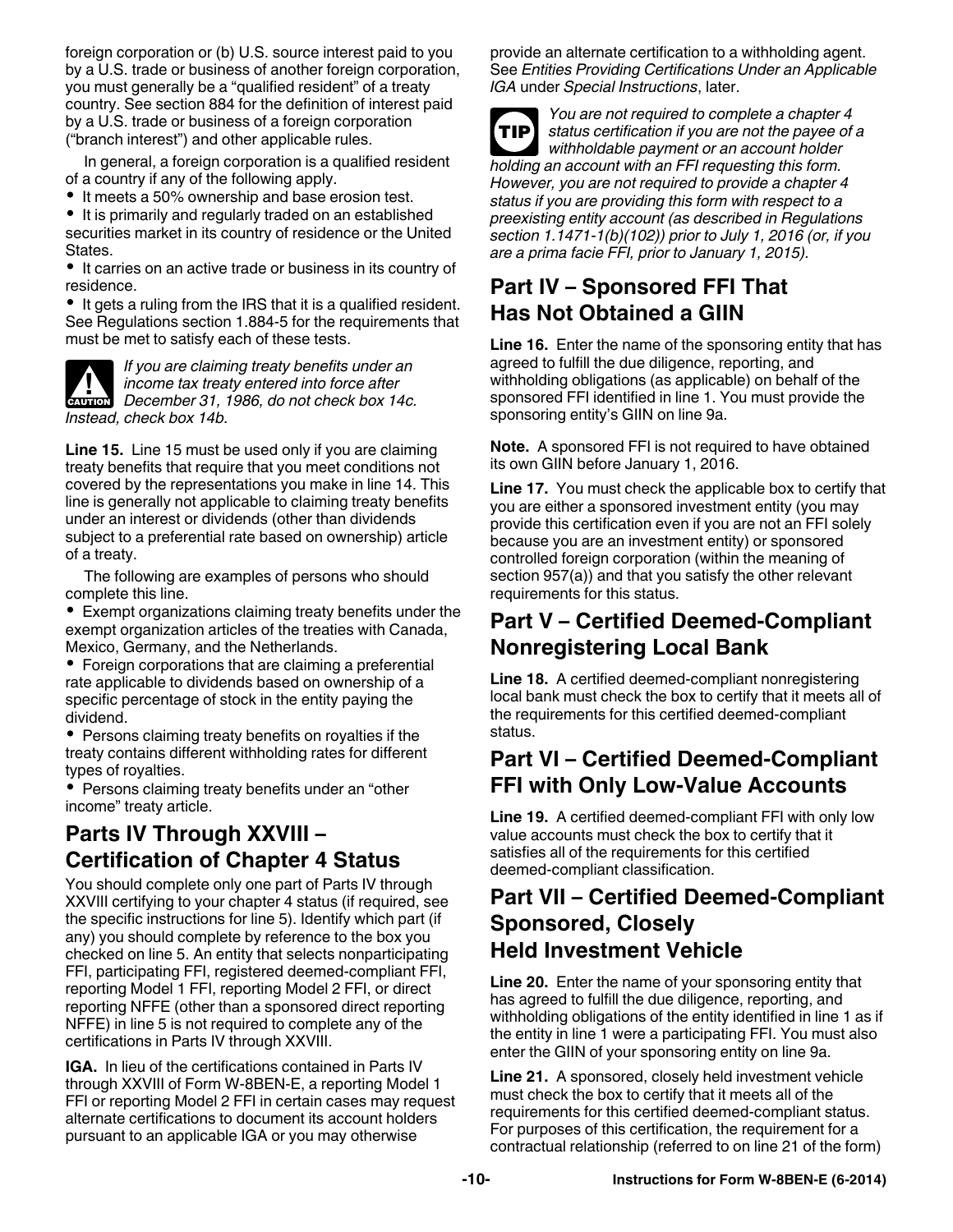foreign corporation or (b) U.S. source interest paid to you by a U.S. trade or business of another foreign corporation, you must generally be a "qualified resident" of a treaty country. See section 884 for the definition of interest paid by a U.S. trade or business of a foreign corporation ("branch interest") and other applicable rules.

In general, a foreign corporation is a qualified resident of a country if any of the following apply.

- It meets a 50% ownership and base erosion test.
- It is primarily and regularly traded on an established securities market in its country of residence or the United States.
- It carries on an active trade or business in its country of residence.
- It gets a ruling from the IRS that it is a qualified resident. See Regulations section 1.884-5 for the requirements that must be met to satisfy each of these tests.

**CAUTION** *If you are claiming treaty benefits under an income tax treaty entered into force after December 31, 1986, do not check box 14c. Instead, check box 14b.*

**Line 15.** Line 15 must be used only if you are claiming treaty benefits that require that you meet conditions not covered by the representations you make in line 14. This line is generally not applicable to claiming treaty benefits under an interest or dividends (other than dividends subject to a preferential rate based on ownership) article of a treaty.

The following are examples of persons who should complete this line.

- Exempt organizations claiming treaty benefits under the exempt organization articles of the treaties with Canada, Mexico, Germany, and the Netherlands.
- Foreign corporations that are claiming a preferential rate applicable to dividends based on ownership of a specific percentage of stock in the entity paying the dividend.
- Persons claiming treaty benefits on royalties if the treaty contains different withholding rates for different types of royalties.
- Persons claiming treaty benefits under an "other income" treaty article.

## Parts IV Through XXVIII – Certification of Chapter 4 Status

You should complete only one part of Parts IV through XXVIII certifying to your chapter 4 status (if required, see the specific instructions for line 5). Identify which part (if any) you should complete by reference to the box you checked on line 5. An entity that selects nonparticipating FFI, participating FFI, registered deemed-compliant FFI, reporting Model 1 FFI, reporting Model 2 FFI, or direct reporting NFFE (other than a sponsored direct reporting NFFE) in line 5 is not required to complete any of the certifications in Parts IV through XXVIII.

**IGA.** In lieu of the certifications contained in Parts IV through XXVIII of Form W-8BEN-E, a reporting Model 1 FFI or reporting Model 2 FFI in certain cases may request alternate certifications to document its account holders pursuant to an applicable IGA or you may otherwise provide an alternate certification to a withholding agent. See *Entities Providing Certifications Under an Applicable IGA* under *Special Instructions*, later.

**TIP** *You are not required to complete a chapter 4 status certification if you are not the payee of a withholdable payment or an account holder holding an account with an FFI requesting this form. However, you are not required to provide a chapter 4 status if you are providing this form with respect to a preexisting entity account (as described in Regulations section 1.1471-1(b)(102)) prior to July 1, 2016 (or, if you are a prima facie FFI, prior to January 1, 2015).*

## Part IV – Sponsored FFI That Has Not Obtained a GIIN

**Line 16.** Enter the name of the sponsoring entity that has agreed to fulfill the due diligence, reporting, and withholding obligations (as applicable) on behalf of the sponsored FFI identified in line 1. You must provide the sponsoring entity's GIIN on line 9a.

**Note.** A sponsored FFI is not required to have obtained its own GIIN before January 1, 2016.

**Line 17.** You must check the applicable box to certify that you are either a sponsored investment entity (you may provide this certification even if you are not an FFI solely because you are an investment entity) or sponsored controlled foreign corporation (within the meaning of section 957(a)) and that you satisfy the other relevant requirements for this status.

## Part V – Certified Deemed-Compliant Nonregistering Local Bank

**Line 18.** A certified deemed-compliant nonregistering local bank must check the box to certify that it meets all of the requirements for this certified deemed-compliant status.

## Part VI – Certified Deemed-Compliant FFI with Only Low-Value Accounts

**Line 19.** A certified deemed-compliant FFI with only low value accounts must check the box to certify that it satisfies all of the requirements for this certified deemed-compliant classification.

## Part VII – Certified Deemed-Compliant Sponsored, Closely Held Investment Vehicle

**Line 20.** Enter the name of your sponsoring entity that has agreed to fulfill the due diligence, reporting, and withholding obligations of the entity identified in line 1 as if the entity in line 1 were a participating FFI. You must also enter the GIIN of your sponsoring entity on line 9a.

**Line 21.** A sponsored, closely held investment vehicle must check the box to certify that it meets all of the requirements for this certified deemed-compliant status. For purposes of this certification, the requirement for a contractual relationship (referred to on line 21 of the form)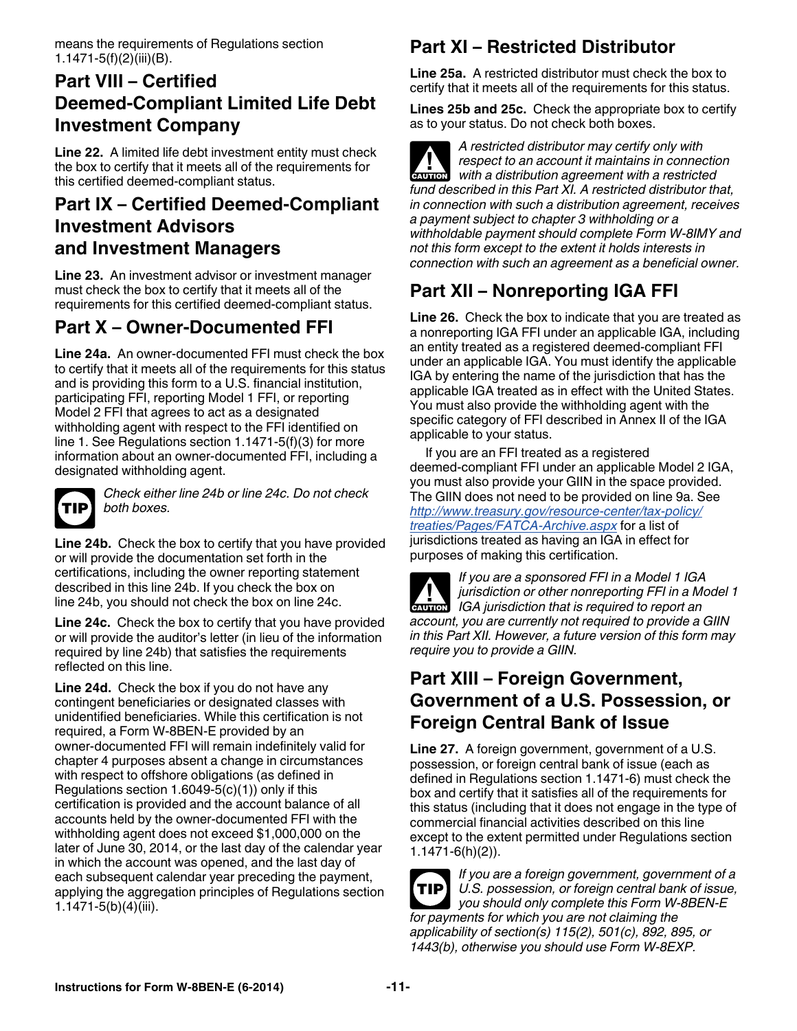means the requirements of Regulations section 1.1471-5(f)(2)(iii)(B).

## Part VIII – Certified Deemed-Compliant Limited Life Debt Investment Company

**Line 22.** A limited life debt investment entity must check the box to certify that it meets all of the requirements for this certified deemed-compliant status.

## Part IX – Certified Deemed-Compliant Investment Advisors and Investment Managers

**Line 23.** An investment advisor or investment manager must check the box to certify that it meets all of the requirements for this certified deemed-compliant status.

## Part X – Owner-Documented FFI

**Line 24a.** An owner-documented FFI must check the box to certify that it meets all of the requirements for this status and is providing this form to a U.S. financial institution, participating FFI, reporting Model 1 FFI, or reporting Model 2 FFI that agrees to act as a designated withholding agent with respect to the FFI identified on line 1. See Regulations section 1.1471-5(f)(3) for more information about an owner-documented FFI, including a designated withholding agent.

TIP *Check either line 24b or line 24c. Do not check both boxes.*

**Line 24b.** Check the box to certify that you have provided or will provide the documentation set forth in the certifications, including the owner reporting statement described in this line 24b. If you check the box on line 24b, you should not check the box on line 24c.

**Line 24c.** Check the box to certify that you have provided or will provide the auditor's letter (in lieu of the information required by line 24b) that satisfies the requirements reflected on this line.

**Line 24d.** Check the box if you do not have any contingent beneficiaries or designated classes with unidentified beneficiaries. While this certification is not required, a Form W-8BEN-E provided by an owner-documented FFI will remain indefinitely valid for chapter 4 purposes absent a change in circumstances with respect to offshore obligations (as defined in Regulations section 1.6049-5(c)(1)) only if this certification is provided and the account balance of all accounts held by the owner-documented FFI with the withholding agent does not exceed $1,000,000 on the later of June 30, 2014, or the last day of the calendar year in which the account was opened, and the last day of each subsequent calendar year preceding the payment, applying the aggregation principles of Regulations section 1.1471-5(b)(4)(iii).

## Part XI – Restricted Distributor

**Line 25a.** A restricted distributor must check the box to certify that it meets all of the requirements for this status.

**Lines 25b and 25c.** Check the appropriate box to certify as to your status. Do not check both boxes.

CAUTION *A restricted distributor may certify only with respect to an account it maintains in connection with a distribution agreement with a restricted fund described in this Part XI. A restricted distributor that, in connection with such a distribution agreement, receives a payment subject to chapter 3 withholding or a withholdable payment should complete Form W-8IMY and not this form except to the extent it holds interests in connection with such an agreement as a beneficial owner.*

## Part XII – Nonreporting IGA FFI

**Line 26.** Check the box to indicate that you are treated as a nonreporting IGA FFI under an applicable IGA, including an entity treated as a registered deemed-compliant FFI under an applicable IGA. You must identify the applicable IGA by entering the name of the jurisdiction that has the applicable IGA treated as in effect with the United States. You must also provide the withholding agent with the specific category of FFI described in Annex II of the IGA applicable to your status.

If you are an FFI treated as a registered deemed-compliant FFI under an applicable Model 2 IGA, you must also provide your GIIN in the space provided. The GIIN does not need to be provided on line 9a. See http://www.treasury.gov/resource-center/tax-policy/treaties/Pages/FATCA-Archive.aspx for a list of jurisdictions treated as having an IGA in effect for purposes of making this certification.

CAUTION *If you are a sponsored FFI in a Model 1 IGA jurisdiction or other nonreporting FFI in a Model 1 IGA jurisdiction that is required to report an account, you are currently not required to provide a GIIN in this Part XII. However, a future version of this form may require you to provide a GIIN.*

## Part XIII – Foreign Government, Government of a U.S. Possession, or Foreign Central Bank of Issue

**Line 27.** A foreign government, government of a U.S. possession, or foreign central bank of issue (each as defined in Regulations section 1.1471-6) must check the box and certify that it satisfies all of the requirements for this status (including that it does not engage in the type of commercial financial activities described on this line except to the extent permitted under Regulations section 1.1471-6(h)(2)).

TIP *If you are a foreign government, government of a U.S. possession, or foreign central bank of issue, you should only complete this Form W-8BEN-E for payments for which you are not claiming the applicability of section(s) 115(2), 501(c), 892, 895, or 1443(b), otherwise you should use Form W-8EXP.*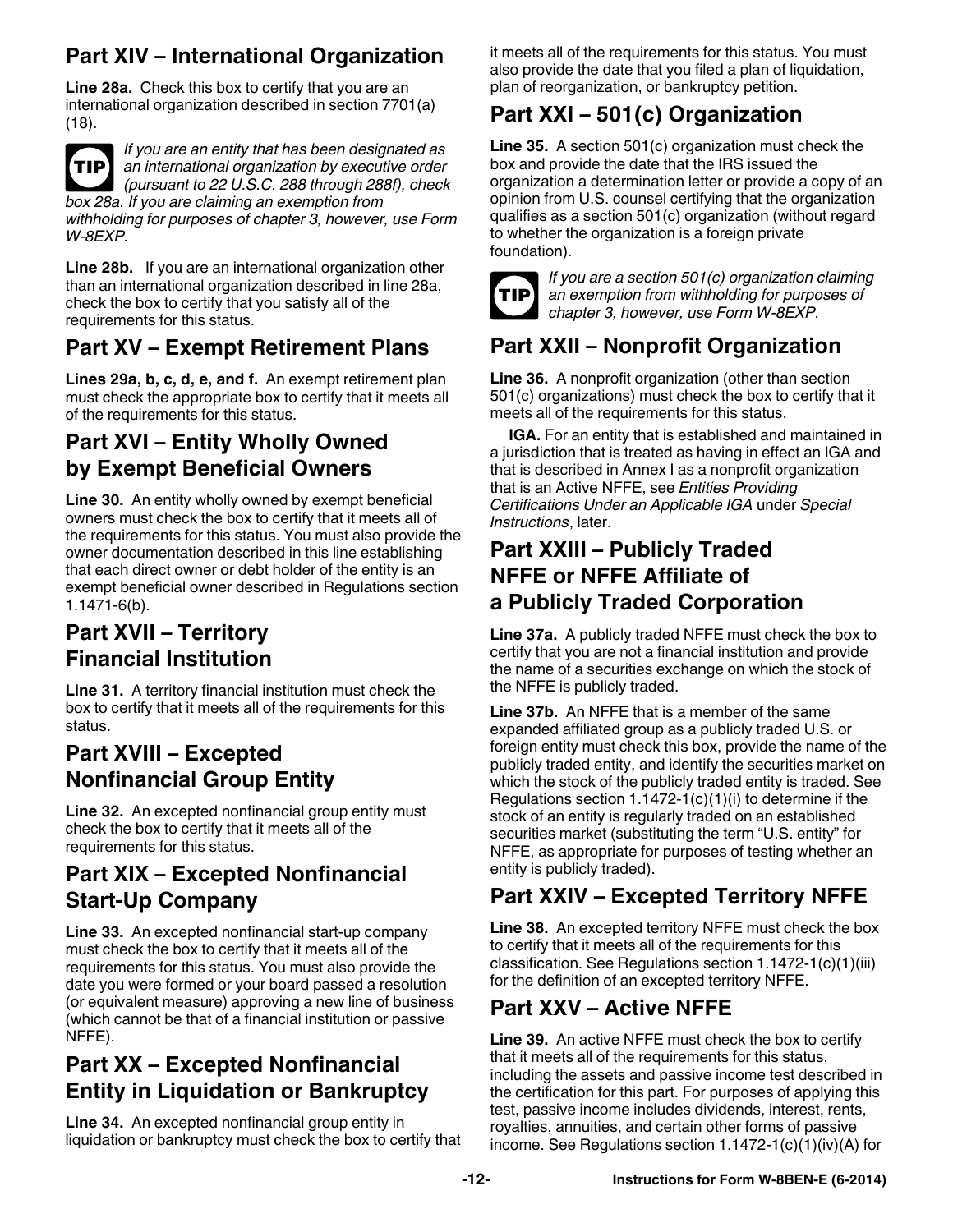## Part XIV – International Organization

**Line 28a.** Check this box to certify that you are an international organization described in section 7701(a)(18).

**TIP** *If you are an entity that has been designated as an international organization by executive order (pursuant to 22 U.S.C. 288 through 288f), check box 28a. If you are claiming an exemption from withholding for purposes of chapter 3, however, use Form W-8EXP.*

**Line 28b.** If you are an international organization other than an international organization described in line 28a, check the box to certify that you satisfy all of the requirements for this status.

## Part XV – Exempt Retirement Plans

**Lines 29a, b, c, d, e, and f.** An exempt retirement plan must check the appropriate box to certify that it meets all of the requirements for this status.

## Part XVI – Entity Wholly Owned by Exempt Beneficial Owners

**Line 30.** An entity wholly owned by exempt beneficial owners must check the box to certify that it meets all of the requirements for this status. You must also provide the owner documentation described in this line establishing that each direct owner or debt holder of the entity is an exempt beneficial owner described in Regulations section 1.1471-6(b).

## Part XVII – Territory Financial Institution

**Line 31.** A territory financial institution must check the box to certify that it meets all of the requirements for this status.

## Part XVIII – Excepted Nonfinancial Group Entity

**Line 32.** An excepted nonfinancial group entity must check the box to certify that it meets all of the requirements for this status.

## Part XIX – Excepted Nonfinancial Start-Up Company

**Line 33.** An excepted nonfinancial start-up company must check the box to certify that it meets all of the requirements for this status. You must also provide the date you were formed or your board passed a resolution (or equivalent measure) approving a new line of business (which cannot be that of a financial institution or passive NFFE).

## Part XX – Excepted Nonfinancial Entity in Liquidation or Bankruptcy

**Line 34.** An excepted nonfinancial group entity in liquidation or bankruptcy must check the box to certify that it meets all of the requirements for this status. You must also provide the date that you filed a plan of liquidation, plan of reorganization, or bankruptcy petition.

## Part XXI – 501(c) Organization

**Line 35.** A section 501(c) organization must check the box and provide the date that the IRS issued the organization a determination letter or provide a copy of an opinion from U.S. counsel certifying that the organization qualifies as a section 501(c) organization (without regard to whether the organization is a foreign private foundation).

**TIP** *If you are a section 501(c) organization claiming an exemption from withholding for purposes of chapter 3, however, use Form W-8EXP.*

## Part XXII – Nonprofit Organization

**Line 36.** A nonprofit organization (other than section 501(c) organizations) must check the box to certify that it meets all of the requirements for this status.

**IGA.** For an entity that is established and maintained in a jurisdiction that is treated as having in effect an IGA and that is described in Annex I as a nonprofit organization that is an Active NFFE, see *Entities Providing Certifications Under an Applicable IGA* under *Special Instructions*, later.

## Part XXIII – Publicly Traded NFFE or NFFE Affiliate of a Publicly Traded Corporation

**Line 37a.** A publicly traded NFFE must check the box to certify that you are not a financial institution and provide the name of a securities exchange on which the stock of the NFFE is publicly traded.

**Line 37b.** An NFFE that is a member of the same expanded affiliated group as a publicly traded U.S. or foreign entity must check this box, provide the name of the publicly traded entity, and identify the securities market on which the stock of the publicly traded entity is traded. See Regulations section 1.1472-1(c)(1)(i) to determine if the stock of an entity is regularly traded on an established securities market (substituting the term "U.S. entity" for NFFE, as appropriate for purposes of testing whether an entity is publicly traded).

## Part XXIV – Excepted Territory NFFE

**Line 38.** An excepted territory NFFE must check the box to certify that it meets all of the requirements for this classification. See Regulations section 1.1472-1(c)(1)(iii) for the definition of an excepted territory NFFE.

## Part XXV – Active NFFE

**Line 39.** An active NFFE must check the box to certify that it meets all of the requirements for this status, including the assets and passive income test described in the certification for this part. For purposes of applying this test, passive income includes dividends, interest, rents, royalties, annuities, and certain other forms of passive income. See Regulations section 1.1472-1(c)(1)(iv)(A) for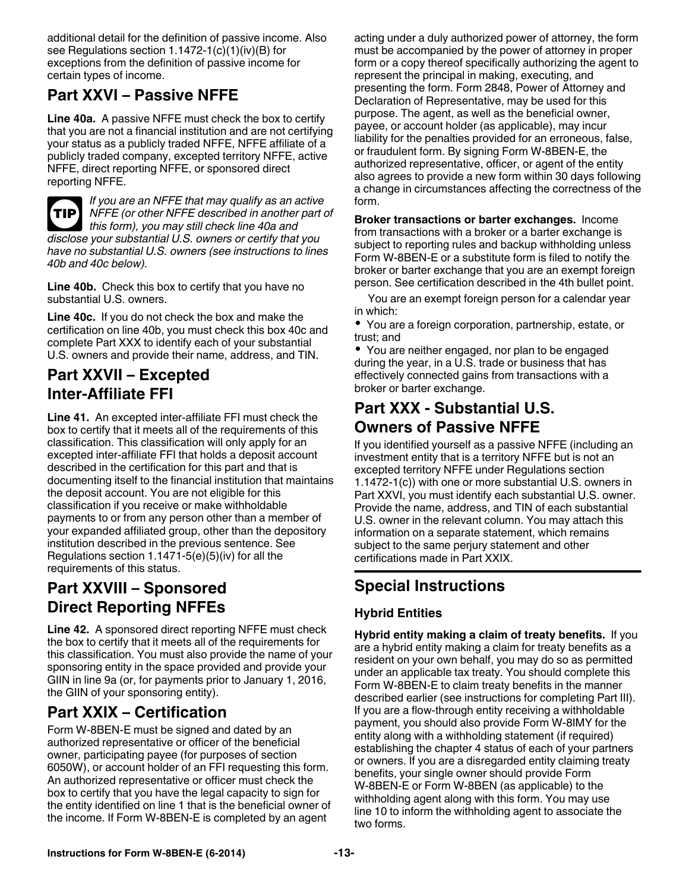additional detail for the definition of passive income. Also see Regulations section 1.1472-1(c)(1)(iv)(B) for exceptions from the definition of passive income for certain types of income.

## Part XXVI – Passive NFFE

**Line 40a.** A passive NFFE must check the box to certify that you are not a financial institution and are not certifying your status as a publicly traded NFFE, NFFE affiliate of a publicly traded company, excepted territory NFFE, active NFFE, direct reporting NFFE, or sponsored direct reporting NFFE.

**TIP** *If you are an NFFE that may qualify as an active NFFE (or other NFFE described in another part of this form), you may still check line 40a and disclose your substantial U.S. owners or certify that you have no substantial U.S. owners (see instructions to lines 40b and 40c below).*

**Line 40b.** Check this box to certify that you have no substantial U.S. owners.

**Line 40c.** If you do not check the box and make the certification on line 40b, you must check this box 40c and complete Part XXX to identify each of your substantial U.S. owners and provide their name, address, and TIN.

## Part XXVII – Excepted Inter-Affiliate FFI

**Line 41.** An excepted inter-affiliate FFI must check the box to certify that it meets all of the requirements of this classification. This classification will only apply for an excepted inter-affiliate FFI that holds a deposit account described in the certification for this part and that is documenting itself to the financial institution that maintains the deposit account. You are not eligible for this classification if you receive or make withholdable payments to or from any person other than a member of your expanded affiliated group, other than the depository institution described in the previous sentence. See Regulations section 1.1471-5(e)(5)(iv) for all the requirements of this status.

## Part XXVIII – Sponsored Direct Reporting NFFEs

**Line 42.** A sponsored direct reporting NFFE must check the box to certify that it meets all of the requirements for this classification. You must also provide the name of your sponsoring entity in the space provided and provide your GIIN in line 9a (or, for payments prior to January 1, 2016, the GIIN of your sponsoring entity).

## Part XXIX – Certification

Form W-8BEN-E must be signed and dated by an authorized representative or officer of the beneficial owner, participating payee (for purposes of section 6050W), or account holder of an FFI requesting this form. An authorized representative or officer must check the box to certify that you have the legal capacity to sign for the entity identified on line 1 that is the beneficial owner of the income. If Form W-8BEN-E is completed by an agent acting under a duly authorized power of attorney, the form must be accompanied by the power of attorney in proper form or a copy thereof specifically authorizing the agent to represent the principal in making, executing, and presenting the form. Form 2848, Power of Attorney and Declaration of Representative, may be used for this purpose. The agent, as well as the beneficial owner, payee, or account holder (as applicable), may incur liability for the penalties provided for an erroneous, false, or fraudulent form. By signing Form W-8BEN-E, the authorized representative, officer, or agent of the entity also agrees to provide a new form within 30 days following a change in circumstances affecting the correctness of the form.

**Broker transactions or barter exchanges.** Income from transactions with a broker or a barter exchange is subject to reporting rules and backup withholding unless Form W-8BEN-E or a substitute form is filed to notify the broker or barter exchange that you are an exempt foreign person. See certification described in the 4th bullet point.

You are an exempt foreign person for a calendar year in which:

- You are a foreign corporation, partnership, estate, or trust; and
- You are neither engaged, nor plan to be engaged during the year, in a U.S. trade or business that has effectively connected gains from transactions with a broker or barter exchange.

## Part XXX - Substantial U.S. Owners of Passive NFFE

If you identified yourself as a passive NFFE (including an investment entity that is a territory NFFE but is not an excepted territory NFFE under Regulations section 1.1472-1(c)) with one or more substantial U.S. owners in Part XXVI, you must identify each substantial U.S. owner. Provide the name, address, and TIN of each substantial U.S. owner in the relevant column. You may attach this information on a separate statement, which remains subject to the same perjury statement and other certifications made in Part XXIX.

## Special Instructions

### Hybrid Entities

**Hybrid entity making a claim of treaty benefits.** If you are a hybrid entity making a claim for treaty benefits as a resident on your own behalf, you may do so as permitted under an applicable tax treaty. You should complete this Form W-8BEN-E to claim treaty benefits in the manner described earlier (see instructions for completing Part III). If you are a flow-through entity receiving a withholdable payment, you should also provide Form W-8IMY for the entity along with a withholding statement (if required) establishing the chapter 4 status of each of your partners or owners. If you are a disregarded entity claiming treaty benefits, your single owner should provide Form W-8BEN-E or Form W-8BEN (as applicable) to the withholding agent along with this form. You may use line 10 to inform the withholding agent to associate the two forms.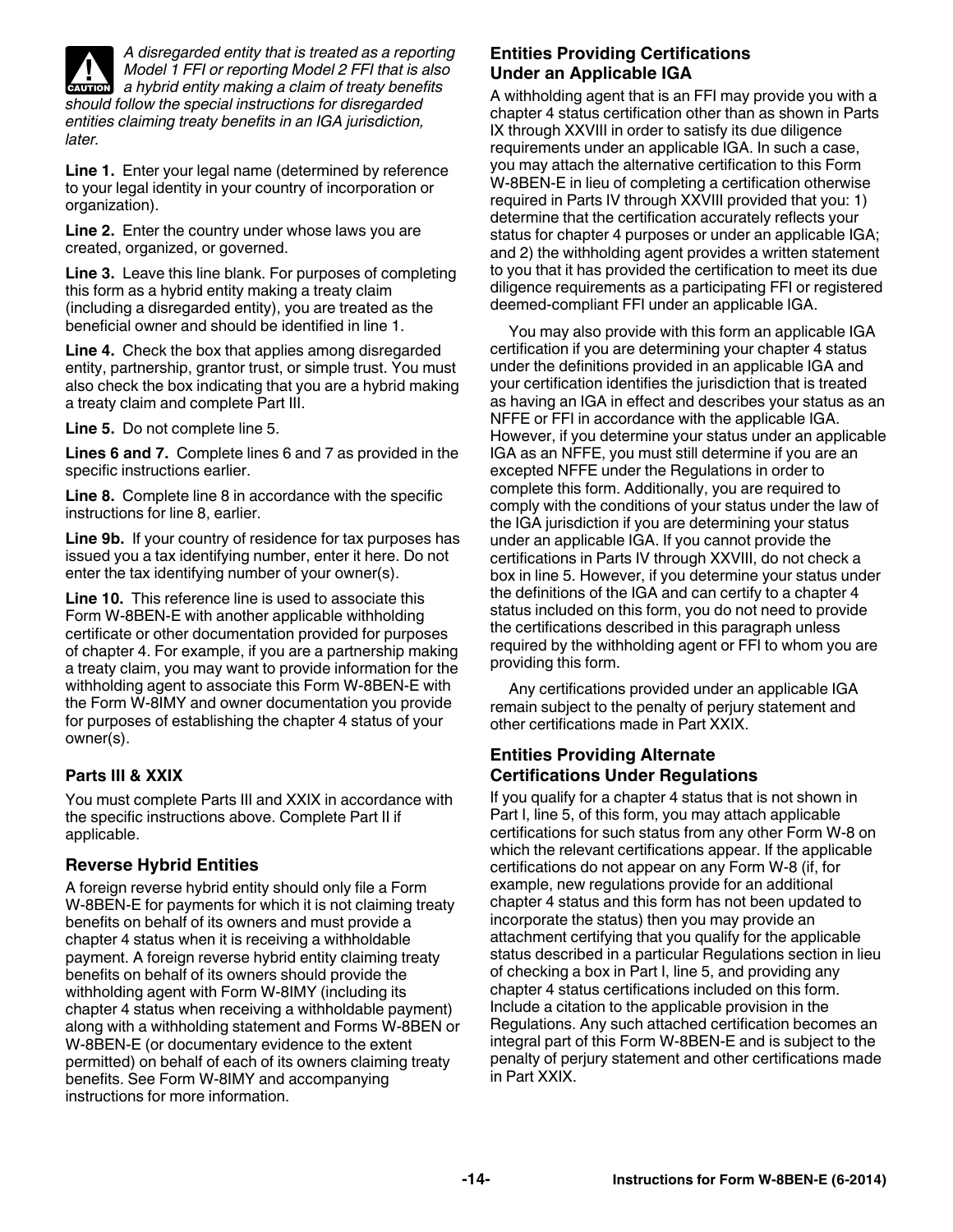**CAUTION**

*A disregarded entity that is treated as a reporting Model 1 FFI or reporting Model 2 FFI that is also a hybrid entity making a claim of treaty benefits should follow the special instructions for disregarded entities claiming treaty benefits in an IGA jurisdiction, later.*

**Line 1.** Enter your legal name (determined by reference to your legal identity in your country of incorporation or organization).

**Line 2.** Enter the country under whose laws you are created, organized, or governed.

**Line 3.** Leave this line blank. For purposes of completing this form as a hybrid entity making a treaty claim (including a disregarded entity), you are treated as the beneficial owner and should be identified in line 1.

**Line 4.** Check the box that applies among disregarded entity, partnership, grantor trust, or simple trust. You must also check the box indicating that you are a hybrid making a treaty claim and complete Part III.

**Line 5.** Do not complete line 5.

**Lines 6 and 7.** Complete lines 6 and 7 as provided in the specific instructions earlier.

**Line 8.** Complete line 8 in accordance with the specific instructions for line 8, earlier.

**Line 9b.** If your country of residence for tax purposes has issued you a tax identifying number, enter it here. Do not enter the tax identifying number of your owner(s).

**Line 10.** This reference line is used to associate this Form W-8BEN-E with another applicable withholding certificate or other documentation provided for purposes of chapter 4. For example, if you are a partnership making a treaty claim, you may want to provide information for the withholding agent to associate this Form W-8BEN-E with the Form W-8IMY and owner documentation you provide for purposes of establishing the chapter 4 status of your owner(s).

### Parts III & XXIX

You must complete Parts III and XXIX in accordance with the specific instructions above. Complete Part II if applicable.

## Reverse Hybrid Entities

A foreign reverse hybrid entity should only file a Form W-8BEN-E for payments for which it is not claiming treaty benefits on behalf of its owners and must provide a chapter 4 status when it is receiving a withholdable payment. A foreign reverse hybrid entity claiming treaty benefits on behalf of its owners should provide the withholding agent with Form W-8IMY (including its chapter 4 status when receiving a withholdable payment) along with a withholding statement and Forms W-8BEN or W-8BEN-E (or documentary evidence to the extent permitted) on behalf of each of its owners claiming treaty benefits. See Form W-8IMY and accompanying instructions for more information.

## Entities Providing Certifications Under an Applicable IGA

A withholding agent that is an FFI may provide you with a chapter 4 status certification other than as shown in Parts IX through XXVIII in order to satisfy its due diligence requirements under an applicable IGA. In such a case, you may attach the alternative certification to this Form W-8BEN-E in lieu of completing a certification otherwise required in Parts IV through XXVIII provided that you: 1) determine that the certification accurately reflects your status for chapter 4 purposes or under an applicable IGA; and 2) the withholding agent provides a written statement to you that it has provided the certification to meet its due diligence requirements as a participating FFI or registered deemed-compliant FFI under an applicable IGA.

You may also provide with this form an applicable IGA certification if you are determining your chapter 4 status under the definitions provided in an applicable IGA and your certification identifies the jurisdiction that is treated as having an IGA in effect and describes your status as an NFFE or FFI in accordance with the applicable IGA. However, if you determine your status under an applicable IGA as an NFFE, you must still determine if you are an excepted NFFE under the Regulations in order to complete this form. Additionally, you are required to comply with the conditions of your status under the law of the IGA jurisdiction if you are determining your status under an applicable IGA. If you cannot provide the certifications in Parts IV through XXVIII, do not check a box in line 5. However, if you determine your status under the definitions of the IGA and can certify to a chapter 4 status included on this form, you do not need to provide the certifications described in this paragraph unless required by the withholding agent or FFI to whom you are providing this form.

Any certifications provided under an applicable IGA remain subject to the penalty of perjury statement and other certifications made in Part XXIX.

## Entities Providing Alternate Certifications Under Regulations

If you qualify for a chapter 4 status that is not shown in Part I, line 5, of this form, you may attach applicable certifications for such status from any other Form W-8 on which the relevant certifications appear. If the applicable certifications do not appear on any Form W-8 (if, for example, new regulations provide for an additional chapter 4 status and this form has not been updated to incorporate the status) then you may provide an attachment certifying that you qualify for the applicable status described in a particular Regulations section in lieu of checking a box in Part I, line 5, and providing any chapter 4 status certifications included on this form. Include a citation to the applicable provision in the Regulations. Any such attached certification becomes an integral part of this Form W-8BEN-E and is subject to the penalty of perjury statement and other certifications made in Part XXIX.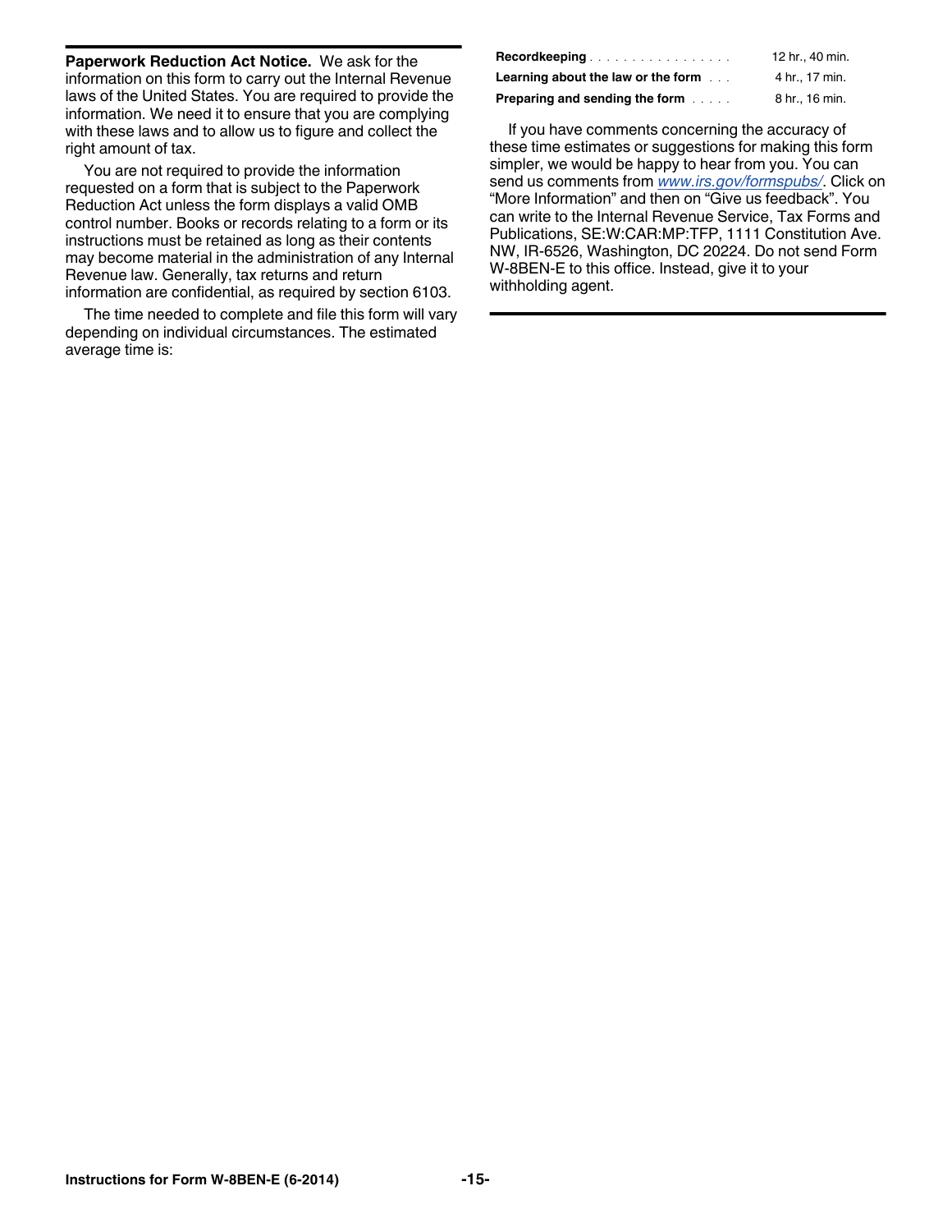**Paperwork Reduction Act Notice.** We ask for the information on this form to carry out the Internal Revenue laws of the United States. You are required to provide the information. We need it to ensure that you are complying with these laws and to allow us to figure and collect the right amount of tax.

You are not required to provide the information requested on a form that is subject to the Paperwork Reduction Act unless the form displays a valid OMB control number. Books or records relating to a form or its instructions must be retained as long as their contents may become material in the administration of any Internal Revenue law. Generally, tax returns and return information are confidential, as required by section 6103.

The time needed to complete and file this form will vary depending on individual circumstances. The estimated average time is:

| | |
|---|---|
| **Recordkeeping** | 12 hr., 40 min. |
| **Learning about the law or the form** | 4 hr., 17 min. |
| **Preparing and sending the form** | 8 hr., 16 min. |

If you have comments concerning the accuracy of these time estimates or suggestions for making this form simpler, we would be happy to hear from you. You can send us comments from *www.irs.gov/formspubs/*. Click on “More Information” and then on “Give us feedback”. You can write to the Internal Revenue Service, Tax Forms and Publications, SE:W:CAR:MP:TFP, 1111 Constitution Ave. NW, IR-6526, Washington, DC 20224. Do not send Form W-8BEN-E to this office. Instead, give it to your withholding agent.